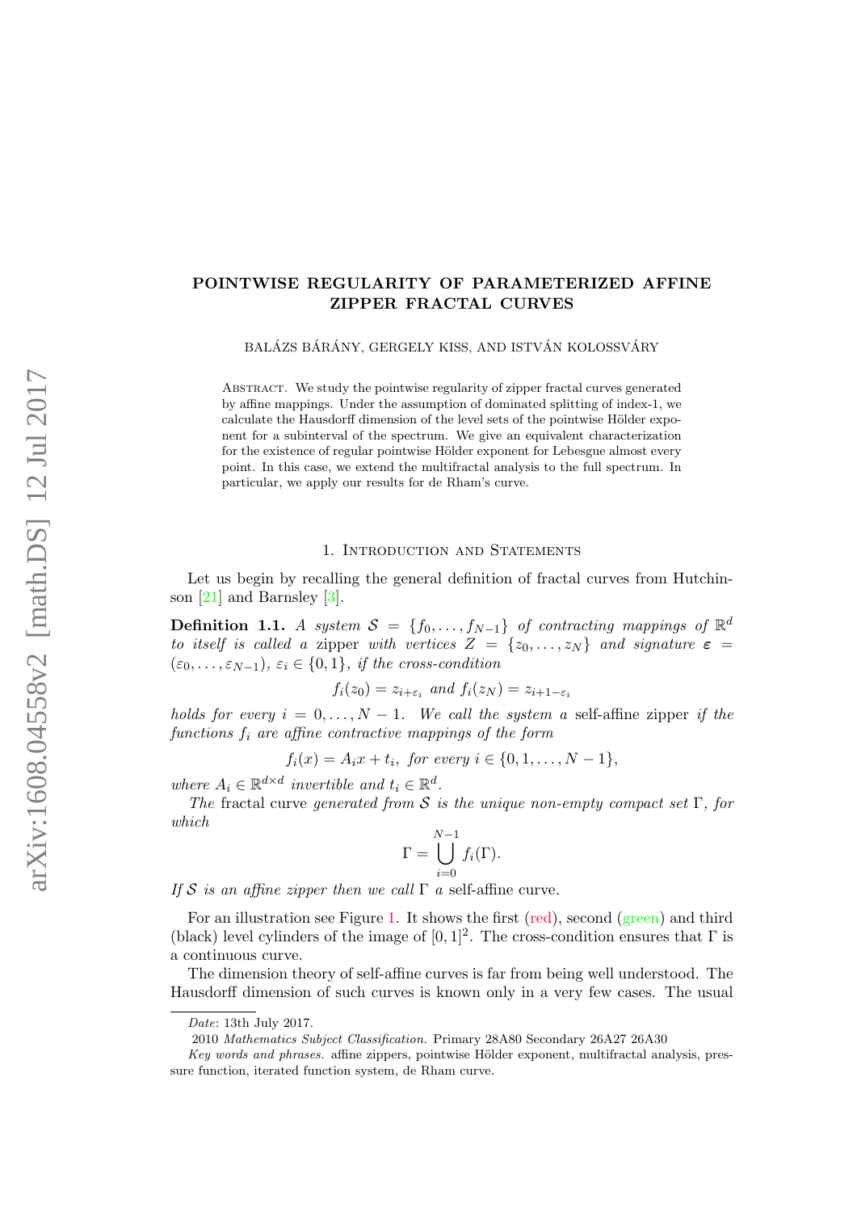# POINTWISE REGULARITY OF PARAMETERIZED AFFINE ZIPPER FRACTAL CURVES

BALÁZS BÁRÁNY, GERGELY KISS, AND ISTVÁN KOLOSSVÁRY

Abstract. We study the pointwise regularity of zipper fractal curves generated by affine mappings. Under the assumption of dominated splitting of index-1, we calculate the Hausdorff dimension of the level sets of the pointwise Hölder exponent for a subinterval of the spectrum. We give an equivalent characterization for the existence of regular pointwise Hölder exponent for Lebesgue almost every point. In this case, we extend the multifractal analysis to the full spectrum. In particular, we apply our results for de Rham's curve.

## 1. Introduction and Statements

Let us begin by recalling the general definition of fractal curves from Hutchinson [21] and Barnsley [3].

**Definition 1.1.** *A system $\mathcal{S} = \{f_0, \dots, f_{N-1}\}$ of contracting mappings of $\mathbb{R}^d$ to itself is called a* zipper *with vertices $Z = \{z_0, \dots, z_N\}$ and signature $\boldsymbol{\varepsilon} = (\varepsilon_0, \dots, \varepsilon_{N-1})$, $\varepsilon_i \in \{0, 1\}$, if the cross-condition*

$$f_i(z_0) = z_{i+\varepsilon_i} \text{ and } f_i(z_N) = z_{i+1-\varepsilon_i}$$

*holds for every $i = 0, \dots, N-1$. We call the system a* self-affine zipper *if the functions $f_i$ are affine contractive mappings of the form*

$$f_i(x) = A_i x + t_i, \text{ for every } i \in \{0, 1, \dots, N-1\},$$

*where $A_i \in \mathbb{R}^{d \times d}$ invertible and $t_i \in \mathbb{R}^d$.*

*The* fractal curve *generated from $\mathcal{S}$ is the unique non-empty compact set $\Gamma$, for which*

$$\Gamma = \bigcup_{i=0}^{N-1} f_i(\Gamma).$$

*If $\mathcal{S}$ is an affine zipper then we call $\Gamma$ a* self-affine curve.

For an illustration see Figure 1. It shows the first (red), second (green) and third (black) level cylinders of the image of $[0,1]^2$. The cross-condition ensures that $\Gamma$ is a continuous curve.

The dimension theory of self-affine curves is far from being well understood. The Hausdorff dimension of such curves is known only in a very few cases. The usual

*Date*: 13th July 2017.

2010 *Mathematics Subject Classification.* Primary 28A80 Secondary 26A27 26A30

*Key words and phrases.* affine zippers, pointwise Hölder exponent, multifractal analysis, pressure function, iterated function system, de Rham curve.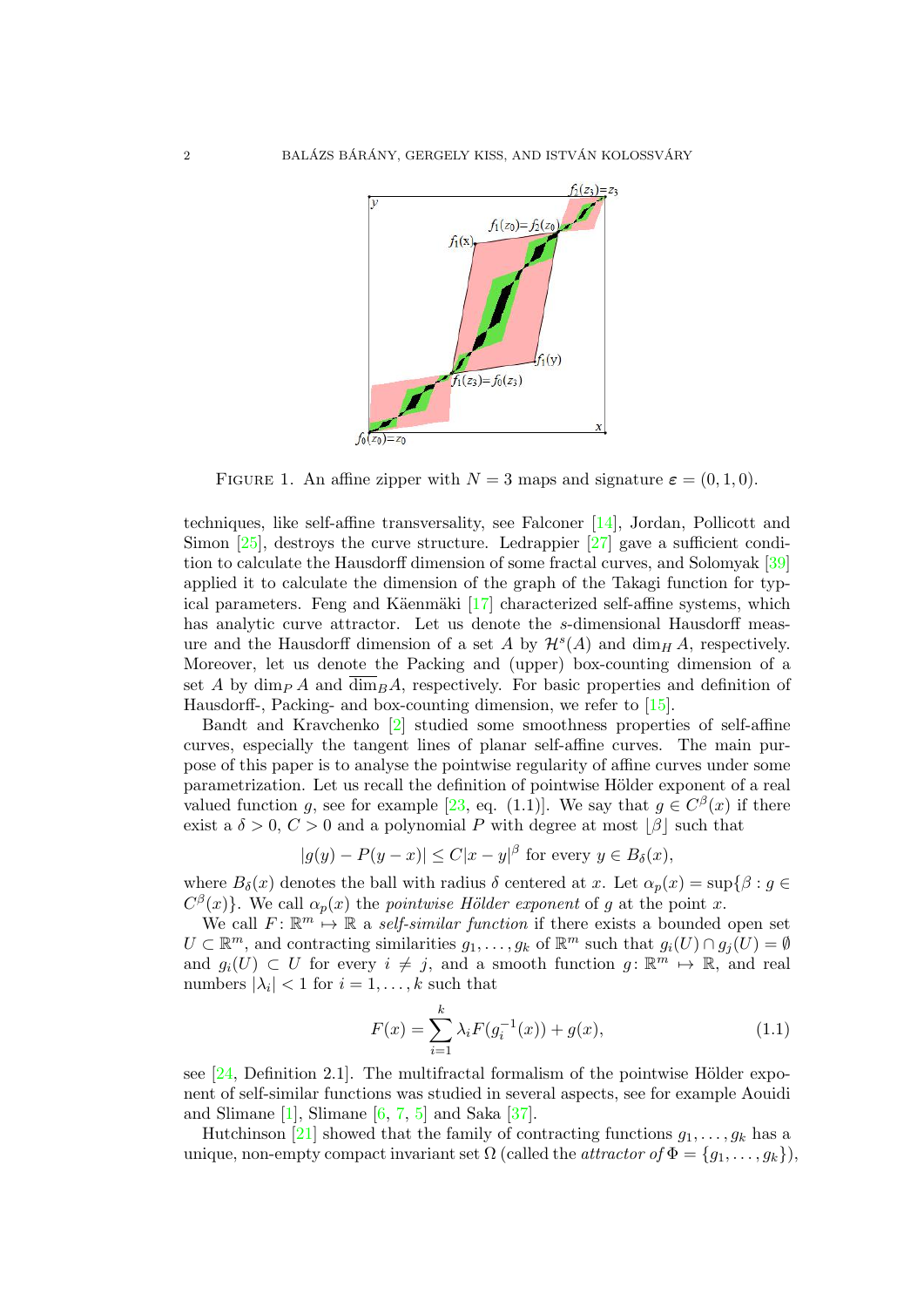FIGURE 1. An affine zipper with $N = 3$ maps and signature $\boldsymbol{\varepsilon} = (0, 1, 0)$.

techniques, like self-affine transversality, see Falconer [14], Jordan, Pollicott and Simon [25], destroys the curve structure. Ledrappier [27] gave a sufficient condition to calculate the Hausdorff dimension of some fractal curves, and Solomyak [39] applied it to calculate the dimension of the graph of the Takagi function for typical parameters. Feng and Käenmäki [17] characterized self-affine systems, which has analytic curve attractor. Let us denote the $s$-dimensional Hausdorff measure and the Hausdorff dimension of a set $A$ by $\mathcal{H}^s(A)$ and $\dim_H A$, respectively. Moreover, let us denote the Packing and (upper) box-counting dimension of a set $A$ by $\dim_P A$ and $\overline{\dim}_B A$, respectively. For basic properties and definition of Hausdorff-, Packing- and box-counting dimension, we refer to [15].

Bandt and Kravchenko [2] studied some smoothness properties of self-affine curves, especially the tangent lines of planar self-affine curves. The main purpose of this paper is to analyse the pointwise regularity of affine curves under some parametrization. Let us recall the definition of pointwise Hölder exponent of a real valued function $g$, see for example [23, eq. (1.1)]. We say that $g \in C^\beta(x)$ if there exist a $\delta > 0$, $C > 0$ and a polynomial $P$ with degree at most $\lfloor \beta \rfloor$ such that

$$|g(y) - P(y - x)| \leq C|x - y|^\beta \text{ for every } y \in B_\delta(x),$$

where $B_\delta(x)$ denotes the ball with radius $\delta$ centered at $x$. Let $\alpha_p(x) = \sup\{\beta : g \in C^\beta(x)\}$. We call $\alpha_p(x)$ the *pointwise Hölder exponent* of $g$ at the point $x$.

We call $F\colon \mathbb{R}^m \mapsto \mathbb{R}$ a *self-similar function* if there exists a bounded open set $U \subset \mathbb{R}^m$, and contracting similarities $g_1, \ldots, g_k$ of $\mathbb{R}^m$ such that $g_i(U) \cap g_j(U) = \emptyset$ and $g_i(U) \subset U$ for every $i \neq j$, and a smooth function $g\colon \mathbb{R}^m \mapsto \mathbb{R}$, and real numbers $|\lambda_i| < 1$ for $i = 1, \ldots, k$ such that

$$F(x) = \sum_{i=1}^{k} \lambda_i F(g_i^{-1}(x)) + g(x), \tag{1.1}$$

see [24, Definition 2.1]. The multifractal formalism of the pointwise Hölder exponent of self-similar functions was studied in several aspects, see for example Aouidi and Slimane [1], Slimane [6, 7, 5] and Saka [37].

Hutchinson [21] showed that the family of contracting functions $g_1, \ldots, g_k$ has a unique, non-empty compact invariant set $\Omega$ (called the *attractor of* $\Phi = \{g_1, \ldots, g_k\}$),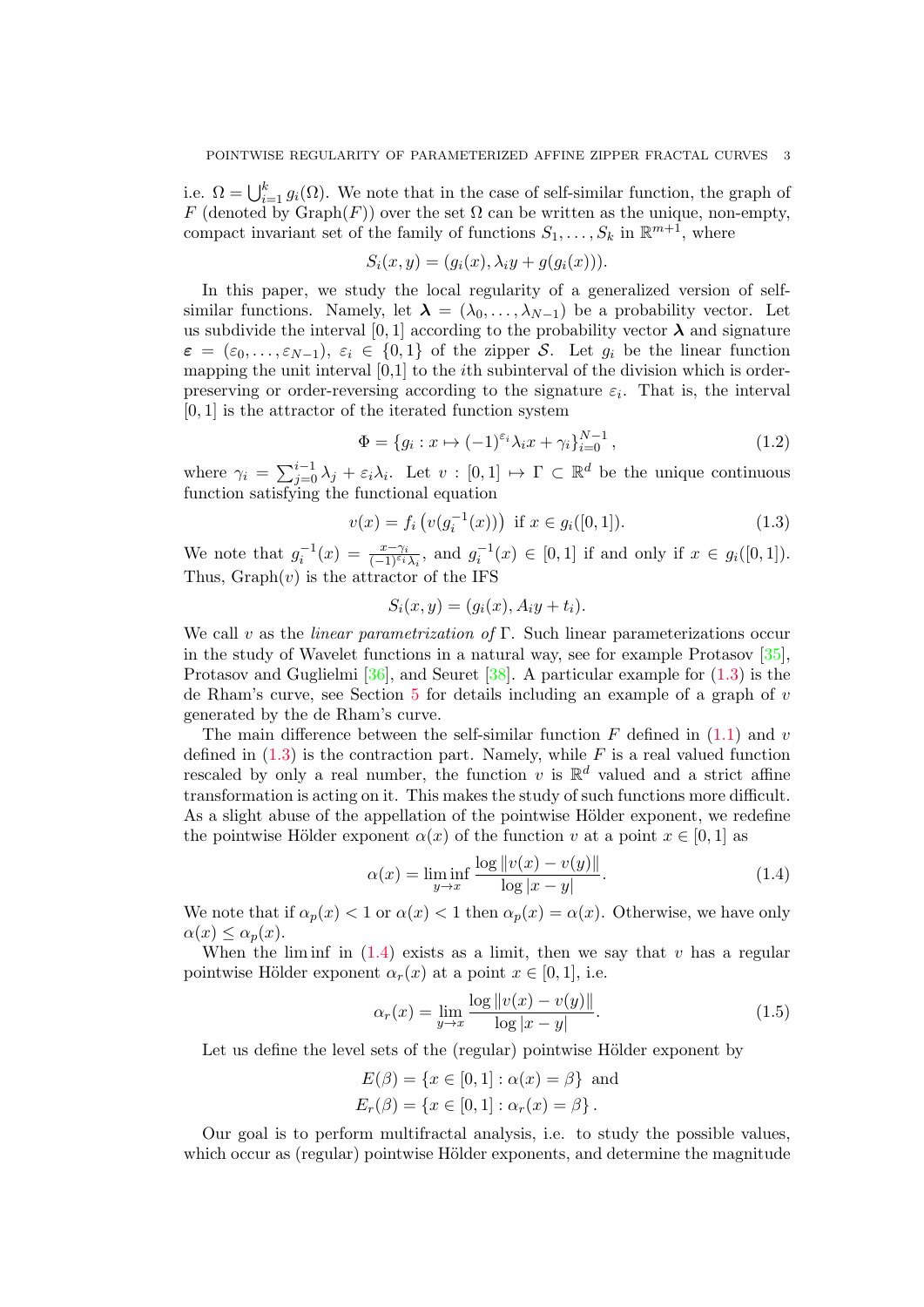i.e. $\Omega = \bigcup_{i=1}^{k} g_i(\Omega)$. We note that in the case of self-similar function, the graph of $F$ (denoted by Graph($F$)) over the set $\Omega$ can be written as the unique, non-empty, compact invariant set of the family of functions $S_1, \ldots, S_k$ in $\mathbb{R}^{m+1}$, where

$$S_i(x, y) = (g_i(x), \lambda_i y + g(g_i(x))).$$

In this paper, we study the local regularity of a generalized version of self-similar functions. Namely, let $\boldsymbol{\lambda} = (\lambda_0, \ldots, \lambda_{N-1})$ be a probability vector. Let us subdivide the interval $[0, 1]$ according to the probability vector $\boldsymbol{\lambda}$ and signature $\boldsymbol{\varepsilon} = (\varepsilon_0, \ldots, \varepsilon_{N-1})$, $\varepsilon_i \in \{0, 1\}$ of the zipper $\mathcal{S}$. Let $g_i$ be the linear function mapping the unit interval [0,1] to the $i$th subinterval of the division which is order-preserving or order-reversing according to the signature $\varepsilon_i$. That is, the interval $[0, 1]$ is the attractor of the iterated function system

$$\Phi = \{g_i : x \mapsto (-1)^{\varepsilon_i} \lambda_i x + \gamma_i\}_{i=0}^{N-1}, \tag{1.2}$$

where $\gamma_i = \sum_{j=0}^{i-1} \lambda_j + \varepsilon_i \lambda_i$. Let $v : [0, 1] \mapsto \Gamma \subset \mathbb{R}^d$ be the unique continuous function satisfying the functional equation

$$v(x) = f_i \left( v(g_i^{-1}(x)) \right) \text{ if } x \in g_i([0, 1]). \tag{1.3}$$

We note that $g_i^{-1}(x) = \frac{x - \gamma_i}{(-1)^{\varepsilon_i} \lambda_i}$, and $g_i^{-1}(x) \in [0, 1]$ if and only if $x \in g_i([0, 1])$. Thus, Graph($v$) is the attractor of the IFS

$$S_i(x, y) = (g_i(x), A_i y + t_i).$$

We call $v$ as the *linear parametrization of* $\Gamma$. Such linear parameterizations occur in the study of Wavelet functions in a natural way, see for example Protasov [35], Protasov and Guglielmi [36], and Seuret [38]. A particular example for (1.3) is the de Rham's curve, see Section 5 for details including an example of a graph of $v$ generated by the de Rham's curve.

The main difference between the self-similar function $F$ defined in (1.1) and $v$ defined in (1.3) is the contraction part. Namely, while $F$ is a real valued function rescaled by only a real number, the function $v$ is $\mathbb{R}^d$ valued and a strict affine transformation is acting on it. This makes the study of such functions more difficult. As a slight abuse of the appellation of the pointwise Hölder exponent, we redefine the pointwise Hölder exponent $\alpha(x)$ of the function $v$ at a point $x \in [0, 1]$ as

$$\alpha(x) = \liminf_{y \to x} \frac{\log \|v(x) - v(y)\|}{\log |x - y|}. \tag{1.4}$$

We note that if $\alpha_p(x) < 1$ or $\alpha(x) < 1$ then $\alpha_p(x) = \alpha(x)$. Otherwise, we have only $\alpha(x) \leq \alpha_p(x)$.

When the lim inf in (1.4) exists as a limit, then we say that $v$ has a regular pointwise Hölder exponent $\alpha_r(x)$ at a point $x \in [0, 1]$, i.e.

$$\alpha_r(x) = \lim_{y \to x} \frac{\log \|v(x) - v(y)\|}{\log |x - y|}. \tag{1.5}$$

Let us define the level sets of the (regular) pointwise Hölder exponent by

$$E(\beta) = \{x \in [0, 1] : \alpha(x) = \beta\} \text{ and}$$
$$E_r(\beta) = \{x \in [0, 1] : \alpha_r(x) = \beta\}.$$

Our goal is to perform multifractal analysis, i.e. to study the possible values, which occur as (regular) pointwise Hölder exponents, and determine the magnitude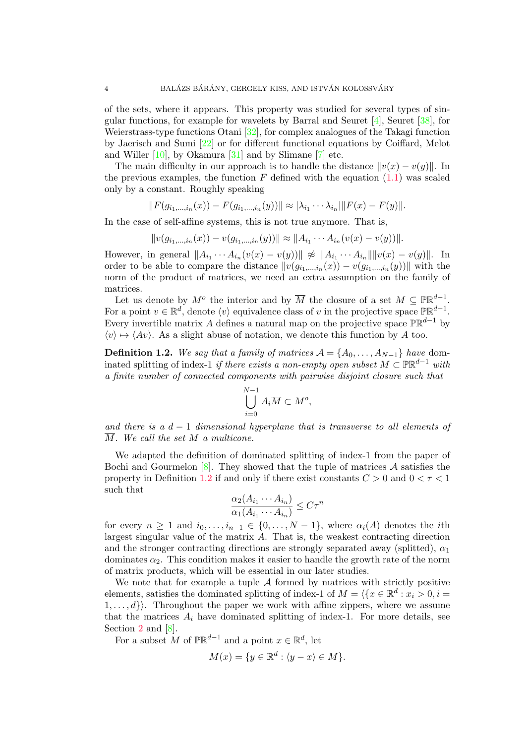of the sets, where it appears. This property was studied for several types of singular functions, for example for wavelets by Barral and Seuret [4], Seuret [38], for Weierstrass-type functions Otani [32], for complex analogues of the Takagi function by Jaerisch and Sumi [22] or for different functional equations by Coiffard, Melot and Willer [10], by Okamura [31] and by Slimane [7] etc.

The main difficulty in our approach is to handle the distance $\|v(x)-v(y)\|$. In the previous examples, the function $F$ defined with the equation (1.1) was scaled only by a constant. Roughly speaking

$$\|F(g_{i_1,\dots,i_n}(x))-F(g_{i_1,\dots,i_n}(y))\|\approx|\lambda_{i_1}\cdots\lambda_{i_n}|\|F(x)-F(y)\|.$$

In the case of self-affine systems, this is not true anymore. That is,

$$\|v(g_{i_1,\dots,i_n}(x))-v(g_{i_1,\dots,i_n}(y))\|\approx\|A_{i_1}\cdots A_{i_n}(v(x)-v(y))\|.$$

However, in general $\|A_{i_1}\cdots A_{i_n}(v(x)-v(y))\|\not\approx\|A_{i_1}\cdots A_{i_n}\|\|v(x)-v(y)\|$. In order to be able to compare the distance $\|v(g_{i_1,\dots,i_n}(x))-v(g_{i_1,\dots,i_n}(y))\|$ with the norm of the product of matrices, we need an extra assumption on the family of matrices.

Let us denote by $M^o$ the interior and by $\overline{M}$ the closure of a set $M\subseteq\mathbb{PR}^{d-1}$. For a point $v\in\mathbb{R}^d$, denote $\langle v\rangle$ equivalence class of $v$ in the projective space $\mathbb{PR}^{d-1}$. Every invertible matrix $A$ defines a natural map on the projective space $\mathbb{PR}^{d-1}$ by $\langle v\rangle\mapsto\langle Av\rangle$. As a slight abuse of notation, we denote this function by $A$ too.

**Definition 1.2.** *We say that a family of matrices $\mathcal{A}=\{A_0,\dots,A_{N-1}\}$ have* dominated splitting of index-1 *if there exists a non-empty open subset $M\subset\mathbb{PR}^{d-1}$ with a finite number of connected components with pairwise disjoint closure such that*

$$\bigcup_{i=0}^{N-1}A_i\overline{M}\subset M^o,$$

*and there is a $d-1$ dimensional hyperplane that is transverse to all elements of $\overline{M}$. We call the set $M$ a multicone.*

We adapted the definition of dominated splitting of index-1 from the paper of Bochi and Gourmelon [8]. They showed that the tuple of matrices $\mathcal{A}$ satisfies the property in Definition 1.2 if and only if there exist constants $C>0$ and $0<\tau<1$ such that

$$\frac{\alpha_2(A_{i_1}\cdots A_{i_n})}{\alpha_1(A_{i_1}\cdots A_{i_n})}\le C\tau^n$$

for every $n\ge1$ and $i_0,\dots,i_{n-1}\in\{0,\dots,N-1\}$, where $\alpha_i(A)$ denotes the $i$th largest singular value of the matrix $A$. That is, the weakest contracting direction and the stronger contracting directions are strongly separated away (splitted), $\alpha_1$ dominates $\alpha_2$. This condition makes it easier to handle the growth rate of the norm of matrix products, which will be essential in our later studies.

We note that for example a tuple $\mathcal{A}$ formed by matrices with strictly positive elements, satisfies the dominated splitting of index-1 of $M=\langle\{x\in\mathbb{R}^d:x_i>0,i=1,\dots,d\}\rangle$. Throughout the paper we work with affine zippers, where we assume that the matrices $A_i$ have dominated splitting of index-1. For more details, see Section 2 and [8].

For a subset $M$ of $\mathbb{PR}^{d-1}$ and a point $x\in\mathbb{R}^d$, let

$$M(x)=\{y\in\mathbb{R}^d:\langle y-x\rangle\in M\}.$$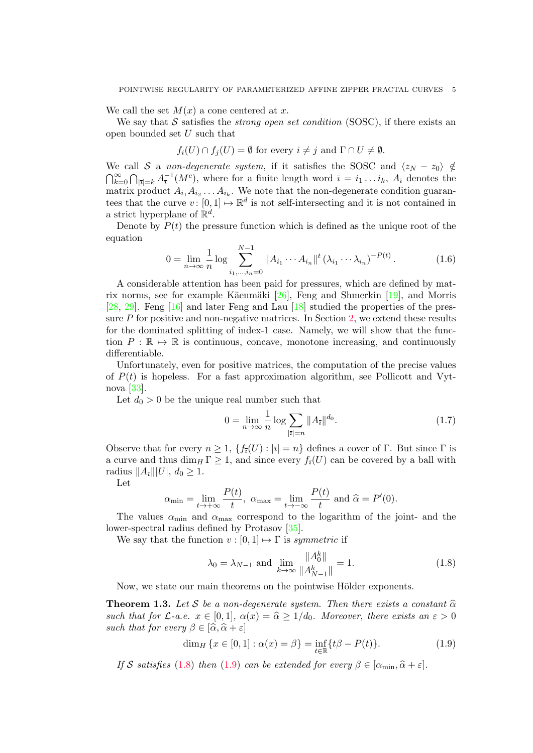We call the set $M(x)$ a cone centered at $x$.

We say that $\mathcal{S}$ satisfies the *strong open set condition* (SOSC), if there exists an open bounded set $U$ such that

$$f_i(U) \cap f_j(U) = \emptyset \text{ for every } i \neq j \text{ and } \Gamma \cap U \neq \emptyset.$$

We call $\mathcal{S}$ a *non-degenerate system*, if it satisfies the SOSC and $\langle z_N - z_0 \rangle \notin \bigcap_{k=0}^{\infty} \bigcap_{|\overline{\imath}|=k} A_{\overline{\imath}}^{-1}(M^c)$, where for a finite length word $\overline{\imath} = i_1 \dots i_k$, $A_{\overline{\imath}}$ denotes the matrix product $A_{i_1} A_{i_2} \dots A_{i_k}$. We note that the non-degenerate condition guarantees that the curve $v\colon [0,1] \mapsto \mathbb{R}^d$ is not self-intersecting and it is not contained in a strict hyperplane of $\mathbb{R}^d$.

Denote by $P(t)$ the pressure function which is defined as the unique root of the equation

$$0 = \lim_{n\to\infty} \frac{1}{n} \log \sum_{i_1,\dots,i_n=0}^{N-1} \|A_{i_1} \cdots A_{i_n}\|^t \left(\lambda_{i_1} \cdots \lambda_{i_n}\right)^{-P(t)}. \tag{1.6}$$

A considerable attention has been paid for pressures, which are defined by matrix norms, see for example Käenmäki [26], Feng and Shmerkin [19], and Morris [28, 29]. Feng [16] and later Feng and Lau [18] studied the properties of the pressure $P$ for positive and non-negative matrices. In Section 2, we extend these results for the dominated splitting of index-1 case. Namely, we will show that the function $P : \mathbb{R} \mapsto \mathbb{R}$ is continuous, concave, monotone increasing, and continuously differentiable.

Unfortunately, even for positive matrices, the computation of the precise values of $P(t)$ is hopeless. For a fast approximation algorithm, see Pollicott and Vytnova [33].

Let $d_0 > 0$ be the unique real number such that

$$0 = \lim_{n\to\infty} \frac{1}{n} \log \sum_{|\overline{\imath}|=n} \|A_{\overline{\imath}}\|^{d_0}. \tag{1.7}$$

Observe that for every $n \geq 1$, $\{f_{\overline{\imath}}(U) : |\overline{\imath}| = n\}$ defines a cover of $\Gamma$. But since $\Gamma$ is a curve and thus $\dim_H \Gamma \geq 1$, and since every $f_{\overline{\imath}}(U)$ can be covered by a ball with radius $\|A_{\overline{\imath}}\||U|$, $d_0 \geq 1$.

Let

$$\alpha_{\min} = \lim_{t\to+\infty} \frac{P(t)}{t},\ \alpha_{\max} = \lim_{t\to-\infty} \frac{P(t)}{t} \text{ and } \widehat{\alpha} = P'(0).$$

The values $\alpha_{\min}$ and $\alpha_{\max}$ correspond to the logarithm of the joint- and the lower-spectral radius defined by Protasov [35].

We say that the function $v : [0,1] \mapsto \Gamma$ is *symmetric* if

$$\lambda_0 = \lambda_{N-1} \text{ and } \lim_{k\to\infty} \frac{\|A_0^k\|}{\|A_{N-1}^k\|} = 1. \tag{1.8}$$

Now, we state our main theorems on the pointwise Hölder exponents.

**Theorem 1.3.** *Let $\mathcal{S}$ be a non-degenerate system. Then there exists a constant $\widehat{\alpha}$ such that for $\mathcal{L}$-a.e. $x \in [0,1]$, $\alpha(x) = \widehat{\alpha} \geq 1/d_0$. Moreover, there exists an $\varepsilon > 0$ such that for every $\beta \in [\widehat{\alpha}, \widehat{\alpha} + \varepsilon]$*

$$\dim_H \{x \in [0,1] : \alpha(x) = \beta\} = \inf_{t\in\mathbb{R}} \{t\beta - P(t)\}. \tag{1.9}$$

*If $\mathcal{S}$ satisfies (1.8) then (1.9) can be extended for every $\beta \in [\alpha_{\min}, \widehat{\alpha} + \varepsilon]$.*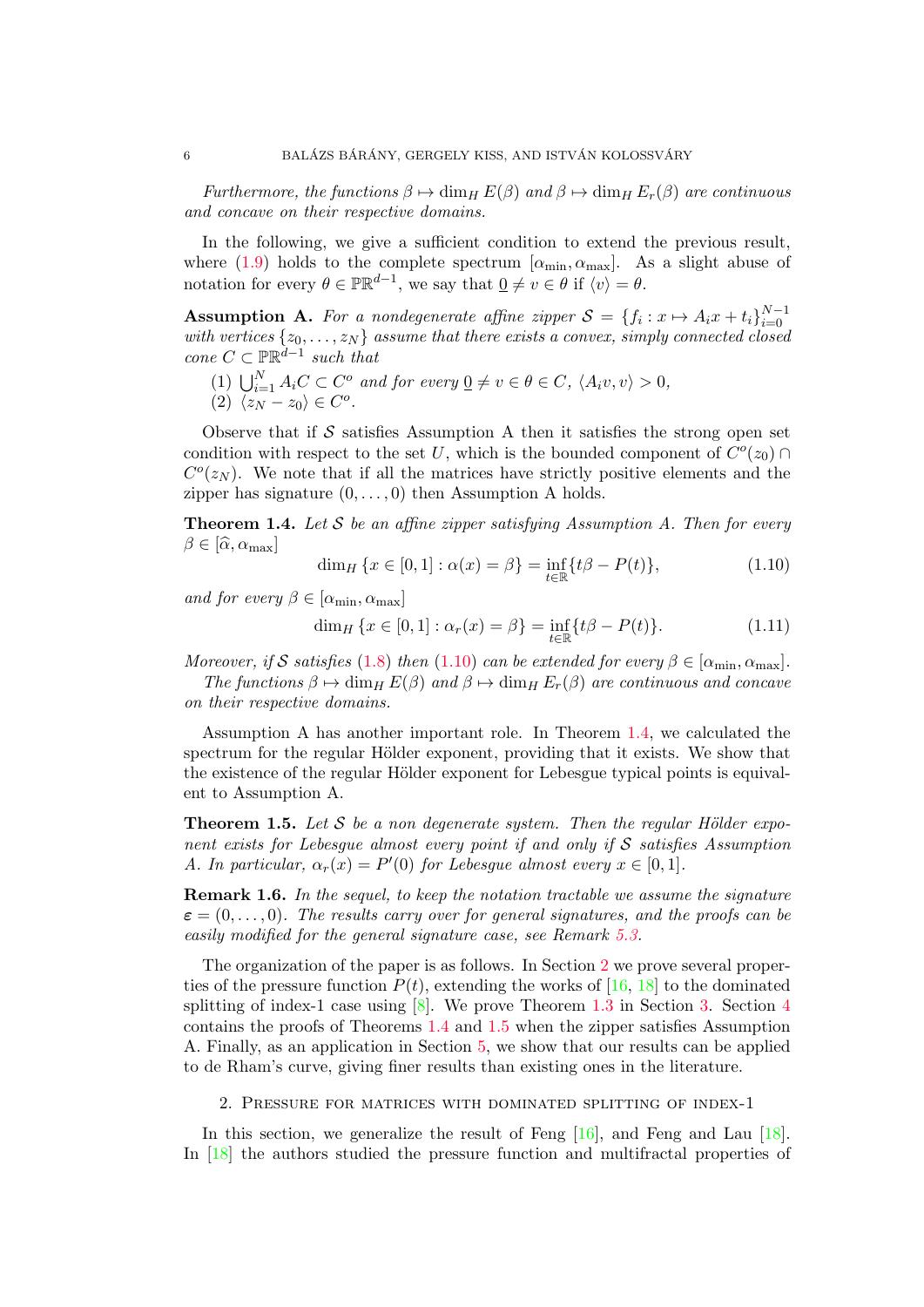*Furthermore, the functions $\beta \mapsto \dim_H E(\beta)$ and $\beta \mapsto \dim_H E_r(\beta)$ are continuous and concave on their respective domains.*

In the following, we give a sufficient condition to extend the previous result, where (1.9) holds to the complete spectrum $[\alpha_{\min}, \alpha_{\max}]$. As a slight abuse of notation for every $\theta \in \mathbb{PR}^{d-1}$, we say that $\underline{0} \neq v \in \theta$ if $\langle v \rangle = \theta$.

**Assumption A.** *For a nondegenerate affine zipper $\mathcal{S} = \{f_i : x \mapsto A_i x + t_i\}_{i=0}^{N-1}$ with vertices $\{z_0, \dots, z_N\}$ assume that there exists a convex, simply connected closed cone $C \subset \mathbb{PR}^{d-1}$ such that*

1. $\bigcup_{i=1}^{N} A_i C \subset C^o$ *and for every* $\underline{0} \neq v \in \theta \in C$, $\langle A_i v, v \rangle > 0$,
2. $\langle z_N - z_0 \rangle \in C^o$.

Observe that if $\mathcal{S}$ satisfies Assumption A then it satisfies the strong open set condition with respect to the set $U$, which is the bounded component of $C^o(z_0) \cap C^o(z_N)$. We note that if all the matrices have strictly positive elements and the zipper has signature $(0, \dots, 0)$ then Assumption A holds.

**Theorem 1.4.** *Let $\mathcal{S}$ be an affine zipper satisfying Assumption A. Then for every $\beta \in [\widehat{\alpha}, \alpha_{\max}]$*

$$\dim_H \{x \in [0,1] : \alpha(x) = \beta\} = \inf_{t \in \mathbb{R}} \{t\beta - P(t)\}, \tag{1.10}$$

*and for every $\beta \in [\alpha_{\min}, \alpha_{\max}]$*

$$\dim_H \{x \in [0,1] : \alpha_r(x) = \beta\} = \inf_{t \in \mathbb{R}} \{t\beta - P(t)\}. \tag{1.11}$$

*Moreover, if $\mathcal{S}$ satisfies (1.8) then (1.10) can be extended for every $\beta \in [\alpha_{\min}, \alpha_{\max}]$.*

*The functions $\beta \mapsto \dim_H E(\beta)$ and $\beta \mapsto \dim_H E_r(\beta)$ are continuous and concave on their respective domains.*

Assumption A has another important role. In Theorem 1.4, we calculated the spectrum for the regular Hölder exponent, providing that it exists. We show that the existence of the regular Hölder exponent for Lebesgue typical points is equivalent to Assumption A.

**Theorem 1.5.** *Let $\mathcal{S}$ be a non degenerate system. Then the regular Hölder exponent exists for Lebesgue almost every point if and only if $\mathcal{S}$ satisfies Assumption A. In particular, $\alpha_r(x) = P'(0)$ for Lebesgue almost every $x \in [0,1]$.*

**Remark 1.6.** *In the sequel, to keep the notation tractable we assume the signature $\boldsymbol{\varepsilon} = (0, \dots, 0)$. The results carry over for general signatures, and the proofs can be easily modified for the general signature case, see Remark 5.3.*

The organization of the paper is as follows. In Section 2 we prove several properties of the pressure function $P(t)$, extending the works of [16, 18] to the dominated splitting of index-1 case using [8]. We prove Theorem 1.3 in Section 3. Section 4 contains the proofs of Theorems 1.4 and 1.5 when the zipper satisfies Assumption A. Finally, as an application in Section 5, we show that our results can be applied to de Rham's curve, giving finer results than existing ones in the literature.

## 2. Pressure for matrices with dominated splitting of index-1

In this section, we generalize the result of Feng [16], and Feng and Lau [18]. In [18] the authors studied the pressure function and multifractal properties of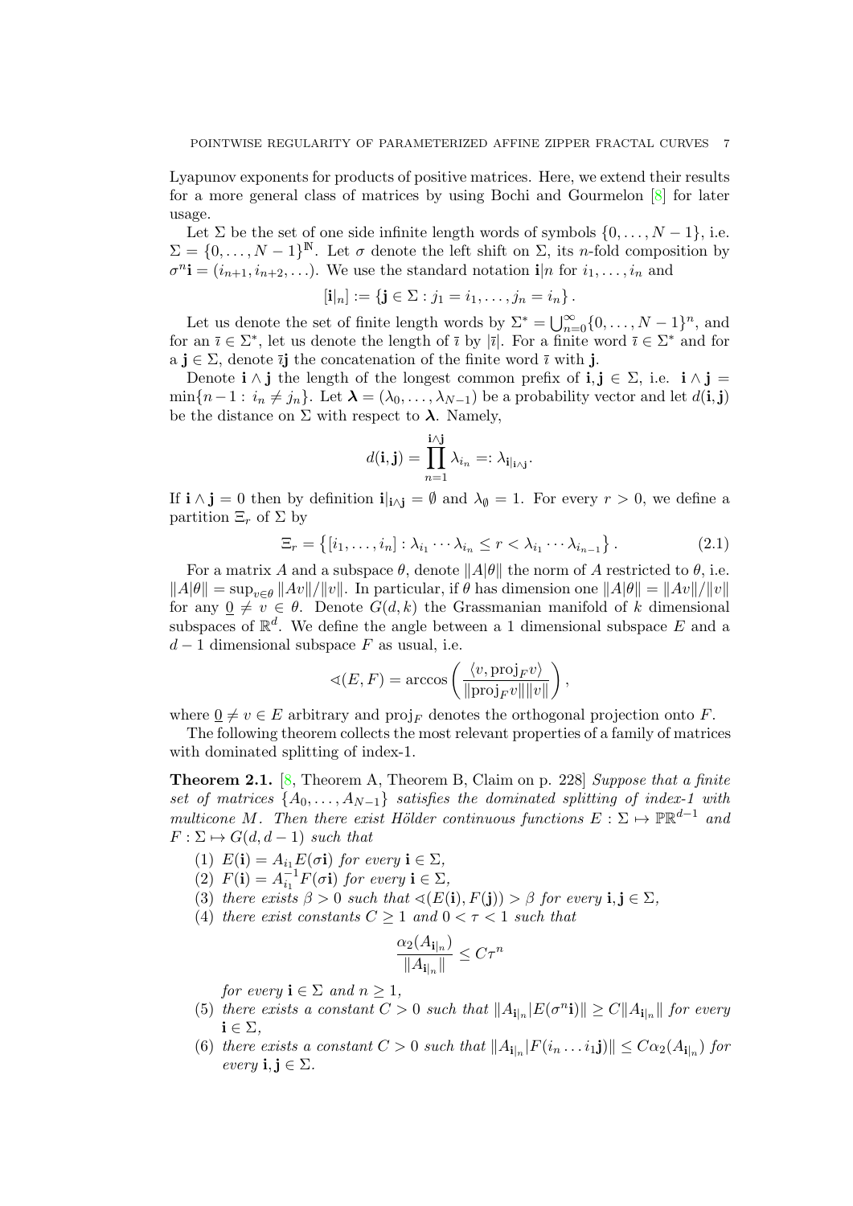Lyapunov exponents for products of positive matrices. Here, we extend their results for a more general class of matrices by using Bochi and Gourmelon [8] for later usage.

Let $\Sigma$ be the set of one side infinite length words of symbols $\{0, \dots, N-1\}$, i.e. $\Sigma = \{0, \dots, N-1\}^{\mathbb{N}}$. Let $\sigma$ denote the left shift on $\Sigma$, its $n$-fold composition by $\sigma^n \mathbf{i} = (i_{n+1}, i_{n+2}, \dots)$. We use the standard notation $\mathbf{i}|n$ for $i_1, \dots, i_n$ and

$$[\mathbf{i}|_n] := \{\mathbf{j} \in \Sigma : j_1 = i_1, \dots, j_n = i_n\}.$$

Let us denote the set of finite length words by $\Sigma^* = \bigcup_{n=0}^{\infty} \{0, \dots, N-1\}^n$, and for an $\bar{\imath} \in \Sigma^*$, let us denote the length of $\bar{\imath}$ by $|\bar{\imath}|$. For a finite word $\bar{\imath} \in \Sigma^*$ and for a $\mathbf{j} \in \Sigma$, denote $\bar{\imath}\mathbf{j}$ the concatenation of the finite word $\bar{\imath}$ with $\mathbf{j}$.

Denote $\mathbf{i} \wedge \mathbf{j}$ the length of the longest common prefix of $\mathbf{i}, \mathbf{j} \in \Sigma$, i.e. $\mathbf{i} \wedge \mathbf{j} = \min\{n-1 : i_n \neq j_n\}$. Let $\boldsymbol{\lambda} = (\lambda_0, \dots, \lambda_{N-1})$ be a probability vector and let $d(\mathbf{i}, \mathbf{j})$ be the distance on $\Sigma$ with respect to $\boldsymbol{\lambda}$. Namely,

$$d(\mathbf{i}, \mathbf{j}) = \prod_{n=1}^{\mathbf{i} \wedge \mathbf{j}} \lambda_{i_n} =: \lambda_{\mathbf{i}|_{\mathbf{i} \wedge \mathbf{j}}}.$$

If $\mathbf{i} \wedge \mathbf{j} = 0$ then by definition $\mathbf{i}|_{\mathbf{i} \wedge \mathbf{j}} = \emptyset$ and $\lambda_{\emptyset} = 1$. For every $r > 0$, we define a partition $\Xi_r$ of $\Sigma$ by

$$\Xi_r = \left\{ [i_1, \dots, i_n] : \lambda_{i_1} \cdots \lambda_{i_n} \leq r < \lambda_{i_1} \cdots \lambda_{i_{n-1}} \right\}. \tag{2.1}$$

For a matrix $A$ and a subspace $\theta$, denote $\|A|\theta\|$ the norm of $A$ restricted to $\theta$, i.e. $\|A|\theta\| = \sup_{v \in \theta} \|Av\|/\|v\|$. In particular, if $\theta$ has dimension one $\|A|\theta\| = \|Av\|/\|v\|$ for any $\underline{0} \neq v \in \theta$. Denote $G(d, k)$ the Grassmanian manifold of $k$ dimensional subspaces of $\mathbb{R}^d$. We define the angle between a 1 dimensional subspace $E$ and a $d-1$ dimensional subspace $F$ as usual, i.e.

$$\sphericalangle(E, F) = \arccos\left( \frac{\langle v, \mathrm{proj}_F v \rangle}{\|\mathrm{proj}_F v\| \|v\|} \right),$$

where $\underline{0} \neq v \in E$ arbitrary and $\mathrm{proj}_F$ denotes the orthogonal projection onto $F$.

The following theorem collects the most relevant properties of a family of matrices with dominated splitting of index-1.

**Theorem 2.1.** [8, Theorem A, Theorem B, Claim on p. 228] *Suppose that a finite set of matrices $\{A_0, \dots, A_{N-1}\}$ satisfies the dominated splitting of index-1 with multicone $M$. Then there exist Hölder continuous functions $E : \Sigma \mapsto \mathbb{PR}^{d-1}$ and $F : \Sigma \mapsto G(d, d-1)$ such that*

1. *$E(\mathbf{i}) = A_{i_1} E(\sigma \mathbf{i})$ for every $\mathbf{i} \in \Sigma$,*
2. *$F(\mathbf{i}) = A_{i_1}^{-1} F(\sigma \mathbf{i})$ for every $\mathbf{i} \in \Sigma$,*
3. *there exists $\beta > 0$ such that $\sphericalangle(E(\mathbf{i}), F(\mathbf{j})) > \beta$ for every $\mathbf{i}, \mathbf{j} \in \Sigma$,*
4. *there exist constants $C \geq 1$ and $0 < \tau < 1$ such that*
$$\frac{\alpha_2(A_{\mathbf{i}|_n})}{\|A_{\mathbf{i}|_n}\|} \leq C \tau^n$$
*for every $\mathbf{i} \in \Sigma$ and $n \geq 1$,*
5. *there exists a constant $C > 0$ such that $\|A_{\mathbf{i}|_n} | E(\sigma^n \mathbf{i})\| \geq C \|A_{\mathbf{i}|_n}\|$ for every $\mathbf{i} \in \Sigma$,*
6. *there exists a constant $C > 0$ such that $\|A_{\mathbf{i}|_n} | F(i_n \dots i_1 \mathbf{j})\| \leq C \alpha_2(A_{\mathbf{i}|_n})$ for every $\mathbf{i}, \mathbf{j} \in \Sigma$.*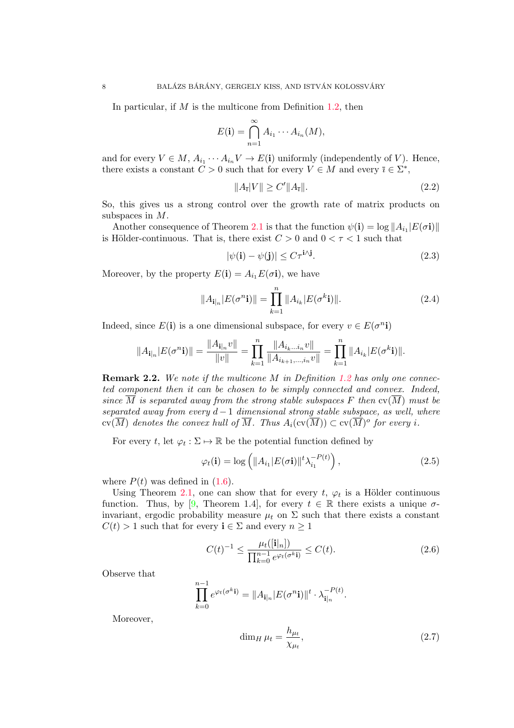In particular, if $M$ is the multicone from Definition 1.2, then

$$E(\mathbf{i}) = \bigcap_{n=1}^{\infty} A_{i_1} \cdots A_{i_n}(M),$$

and for every $V \in M$, $A_{i_1} \cdots A_{i_n} V \to E(\mathbf{i})$ uniformly (independently of $V$). Hence, there exists a constant $C > 0$ such that for every $V \in M$ and every $\bar{\imath} \in \Sigma^*$,

$$\|A_{\bar{\imath}}|V\| \geq C' \|A_{\bar{\imath}}\|. \tag{2.2}$$

So, this gives us a strong control over the growth rate of matrix products on subspaces in $M$.

Another consequence of Theorem 2.1 is that the function $\psi(\mathbf{i}) = \log \|A_{i_1}|E(\sigma\mathbf{i})\|$ is Hölder-continuous. That is, there exist $C > 0$ and $0 < \tau < 1$ such that

$$|\psi(\mathbf{i}) - \psi(\mathbf{j})| \leq C\tau^{\mathbf{i}\wedge\mathbf{j}}. \tag{2.3}$$

Moreover, by the property $E(\mathbf{i}) = A_{i_1} E(\sigma\mathbf{i})$, we have

$$\|A_{\mathbf{i}|_n}|E(\sigma^n\mathbf{i})\| = \prod_{k=1}^{n} \|A_{i_k}|E(\sigma^k\mathbf{i})\|. \tag{2.4}$$

Indeed, since $E(\mathbf{i})$ is a one dimensional subspace, for every $v \in E(\sigma^n\mathbf{i})$

$$\|A_{\mathbf{i}|_n}|E(\sigma^n\mathbf{i})\| = \frac{\|A_{\mathbf{i}|_n} v\|}{\|v\|} = \prod_{k=1}^{n} \frac{\|A_{i_k \ldots i_n} v\|}{\|A_{i_{k+1},\ldots,i_n} v\|} = \prod_{k=1}^{n} \|A_{i_k}|E(\sigma^k\mathbf{i})\|.$$

**Remark 2.2.** *We note if the multicone $M$ in Definition 1.2 has only one connected component then it can be chosen to be simply connected and convex. Indeed, since $\overline{M}$ is separated away from the strong stable subspaces $F$ then $\mathrm{cv}(\overline{M})$ must be separated away from every $d-1$ dimensional strong stable subspace, as well, where $\mathrm{cv}(\overline{M})$ denotes the convex hull of $\overline{M}$. Thus $A_i(\mathrm{cv}(\overline{M})) \subset \mathrm{cv}(\overline{M})^o$ for every $i$.*

For every $t$, let $\varphi_t : \Sigma \mapsto \mathbb{R}$ be the potential function defined by

$$\varphi_t(\mathbf{i}) = \log\left(\|A_{i_1}|E(\sigma\mathbf{i})\|^t \lambda_{i_1}^{-P(t)}\right), \tag{2.5}$$

where $P(t)$ was defined in (1.6).

Using Theorem 2.1, one can show that for every $t$, $\varphi_t$ is a Hölder continuous function. Thus, by [9, Theorem 1.4], for every $t \in \mathbb{R}$ there exists a unique $\sigma$-invariant, ergodic probability measure $\mu_t$ on $\Sigma$ such that there exists a constant $C(t) > 1$ such that for every $\mathbf{i} \in \Sigma$ and every $n \geq 1$

$$C(t)^{-1} \leq \frac{\mu_t([\mathbf{i}|_n])}{\prod_{k=0}^{n-1} e^{\varphi_t(\sigma^k\mathbf{i})}} \leq C(t). \tag{2.6}$$

Observe that

$$\prod_{k=0}^{n-1} e^{\varphi_t(\sigma^k\mathbf{i})} = \|A_{\mathbf{i}|_n}|E(\sigma^n\mathbf{i})\|^t \cdot \lambda_{\mathbf{i}|_n}^{-P(t)}.$$

Moreover,

$$\dim_H \mu_t = \frac{h_{\mu_t}}{\chi_{\mu_t}}, \tag{2.7}$$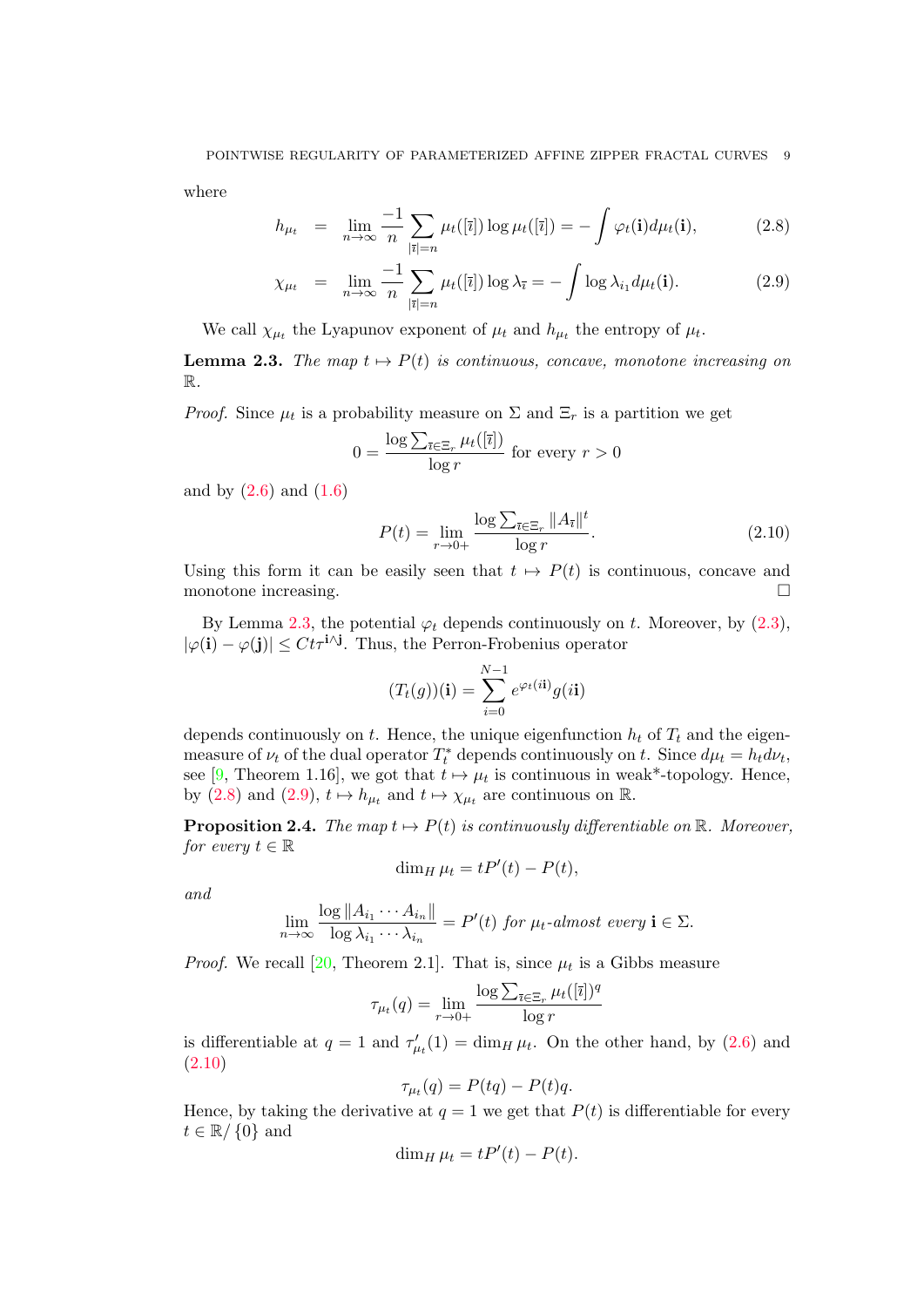where

$$h_{\mu_t} = \lim_{n\to\infty} \frac{-1}{n} \sum_{|\bar{\imath}|=n} \mu_t([\bar{\imath}]) \log \mu_t([\bar{\imath}]) = -\int \varphi_t(\mathbf{i}) d\mu_t(\mathbf{i}), \tag{2.8}$$

$$\chi_{\mu_t} = \lim_{n\to\infty} \frac{-1}{n} \sum_{|\bar{\imath}|=n} \mu_t([\bar{\imath}]) \log \lambda_{\bar{\imath}} = -\int \log \lambda_{i_1} d\mu_t(\mathbf{i}). \tag{2.9}$$

We call $\chi_{\mu_t}$ the Lyapunov exponent of $\mu_t$ and $h_{\mu_t}$ the entropy of $\mu_t$.

**Lemma 2.3.** *The map $t \mapsto P(t)$ is continuous, concave, monotone increasing on $\mathbb{R}$.*

*Proof.* Since $\mu_t$ is a probability measure on $\Sigma$ and $\Xi_r$ is a partition we get

$$0 = \frac{\log \sum_{\bar{\imath}\in\Xi_r} \mu_t([\bar{\imath}])}{\log r} \text{ for every } r > 0$$

and by (2.6) and (1.6)

$$P(t) = \lim_{r\to 0+} \frac{\log \sum_{\bar{\imath}\in\Xi_r} \|A_{\bar{\imath}}\|^t}{\log r}. \tag{2.10}$$

Using this form it can be easily seen that $t \mapsto P(t)$ is continuous, concave and monotone increasing. □

By Lemma 2.3, the potential $\varphi_t$ depends continuously on $t$. Moreover, by (2.3), $|\varphi(\mathbf{i}) - \varphi(\mathbf{j})| \leq Ct\tau^{\mathbf{i}\wedge\mathbf{j}}$. Thus, the Perron-Frobenius operator

$$(T_t(g))(\mathbf{i}) = \sum_{i=0}^{N-1} e^{\varphi_t(i\mathbf{i})} g(i\mathbf{i})$$

depends continuously on $t$. Hence, the unique eigenfunction $h_t$ of $T_t$ and the eigenmeasure of $\nu_t$ of the dual operator $T_t^*$ depends continuously on $t$. Since $d\mu_t = h_t d\nu_t$, see [9, Theorem 1.16], we got that $t \mapsto \mu_t$ is continuous in weak\*-topology. Hence, by (2.8) and (2.9), $t \mapsto h_{\mu_t}$ and $t \mapsto \chi_{\mu_t}$ are continuous on $\mathbb{R}$.

**Proposition 2.4.** *The map $t \mapsto P(t)$ is continuously differentiable on $\mathbb{R}$. Moreover, for every $t \in \mathbb{R}$*

$$\dim_H \mu_t = tP'(t) - P(t),$$

*and*

$$\lim_{n\to\infty} \frac{\log \|A_{i_1}\cdots A_{i_n}\|}{\log \lambda_{i_1}\cdots\lambda_{i_n}} = P'(t) \text{ for } \mu_t\text{-almost every } \mathbf{i} \in \Sigma.$$

*Proof.* We recall [20, Theorem 2.1]. That is, since $\mu_t$ is a Gibbs measure

$$\tau_{\mu_t}(q) = \lim_{r\to 0+} \frac{\log \sum_{\bar{\imath}\in\Xi_r} \mu_t([\bar{\imath}])^q}{\log r}$$

is differentiable at $q = 1$ and $\tau'_{\mu_t}(1) = \dim_H \mu_t$. On the other hand, by (2.6) and (2.10)

$$\tau_{\mu_t}(q) = P(tq) - P(t)q.$$

Hence, by taking the derivative at $q = 1$ we get that $P(t)$ is differentiable for every $t \in \mathbb{R}/\{0\}$ and

$$\dim_H \mu_t = tP'(t) - P(t).$$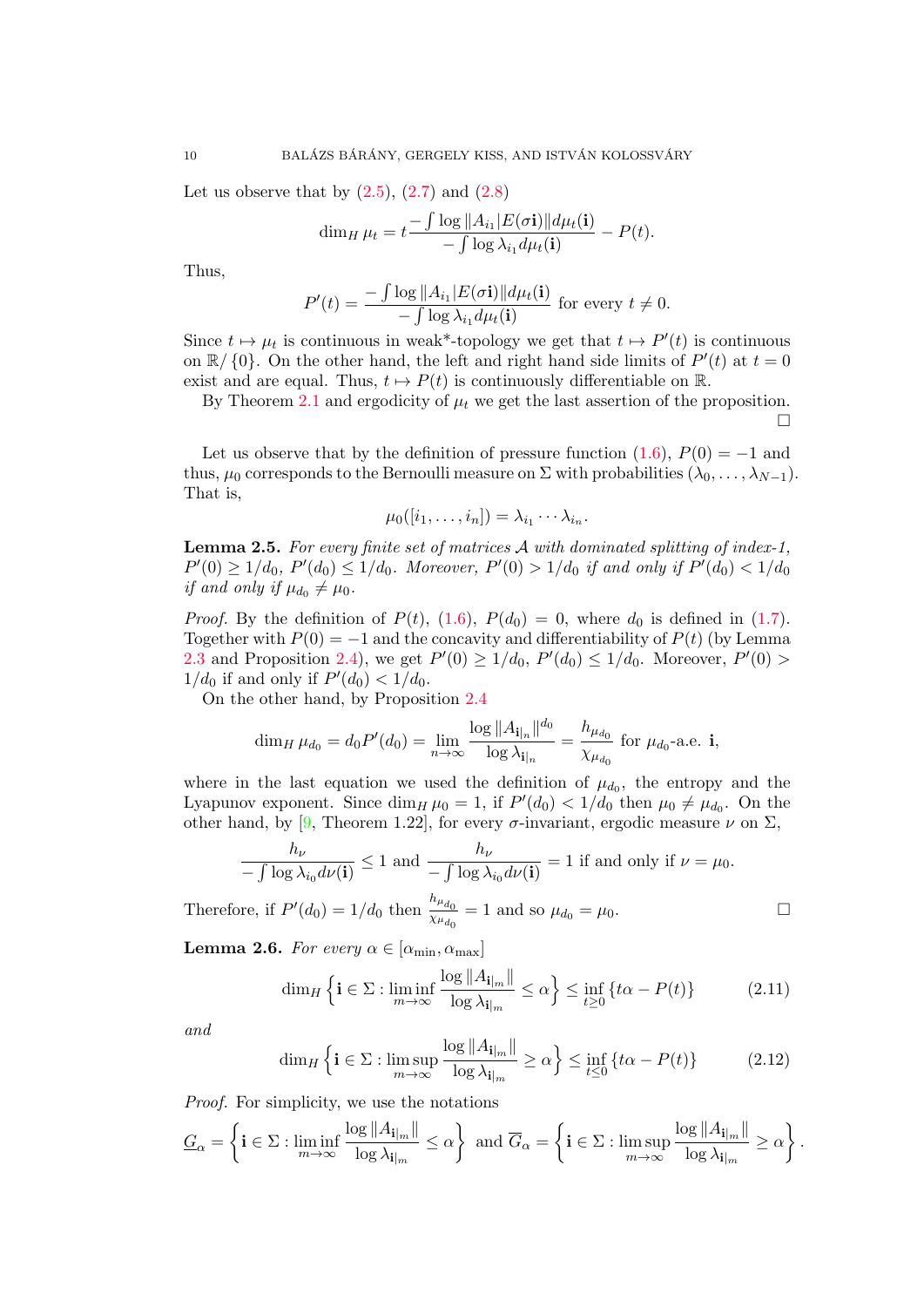Let us observe that by (2.5), (2.7) and (2.8)

$$\dim_H \mu_t = t\frac{-\int \log \|A_{i_1}|E(\sigma \mathbf{i})\| d\mu_t(\mathbf{i})}{-\int \log \lambda_{i_1} d\mu_t(\mathbf{i})} - P(t).$$

Thus,

$$P'(t) = \frac{-\int \log \|A_{i_1}|E(\sigma \mathbf{i})\| d\mu_t(\mathbf{i})}{-\int \log \lambda_{i_1} d\mu_t(\mathbf{i})} \text{ for every } t \neq 0.$$

Since $t \mapsto \mu_t$ is continuous in weak\*-topology we get that $t \mapsto P'(t)$ is continuous on $\mathbb{R}/\{0\}$. On the other hand, the left and right hand side limits of $P'(t)$ at $t = 0$ exist and are equal. Thus, $t \mapsto P(t)$ is continuously differentiable on $\mathbb{R}$.

By Theorem 2.1 and ergodicity of $\mu_t$ we get the last assertion of the proposition. □

Let us observe that by the definition of pressure function (1.6), $P(0) = -1$ and thus, $\mu_0$ corresponds to the Bernoulli measure on $\Sigma$ with probabilities $(\lambda_0, \ldots, \lambda_{N-1})$. That is,

$$\mu_0([i_1, \ldots, i_n]) = \lambda_{i_1} \cdots \lambda_{i_n}.$$

**Lemma 2.5.** *For every finite set of matrices $\mathcal{A}$ with dominated splitting of index-1, $P'(0) \geq 1/d_0$, $P'(d_0) \leq 1/d_0$. Moreover, $P'(0) > 1/d_0$ if and only if $P'(d_0) < 1/d_0$ if and only if $\mu_{d_0} \neq \mu_0$.*

*Proof.* By the definition of $P(t)$, (1.6), $P(d_0) = 0$, where $d_0$ is defined in (1.7). Together with $P(0) = -1$ and the concavity and differentiability of $P(t)$ (by Lemma 2.3 and Proposition 2.4), we get $P'(0) \geq 1/d_0$, $P'(d_0) \leq 1/d_0$. Moreover, $P'(0) > 1/d_0$ if and only if $P'(d_0) < 1/d_0$.

On the other hand, by Proposition 2.4

$$\dim_H \mu_{d_0} = d_0 P'(d_0) = \lim_{n\to\infty} \frac{\log \|A_{\mathbf{i}|_n}\|^{d_0}}{\log \lambda_{\mathbf{i}|_n}} = \frac{h_{\mu_{d_0}}}{\chi_{\mu_{d_0}}} \text{ for } \mu_{d_0}\text{-a.e. } \mathbf{i},$$

where in the last equation we used the definition of $\mu_{d_0}$, the entropy and the Lyapunov exponent. Since $\dim_H \mu_0 = 1$, if $P'(d_0) < 1/d_0$ then $\mu_0 \neq \mu_{d_0}$. On the other hand, by [9, Theorem 1.22], for every $\sigma$-invariant, ergodic measure $\nu$ on $\Sigma$,

$$\frac{h_\nu}{-\int \log \lambda_{i_0} d\nu(\mathbf{i})} \leq 1 \text{ and } \frac{h_\nu}{-\int \log \lambda_{i_0} d\nu(\mathbf{i})} = 1 \text{ if and only if } \nu = \mu_0.$$

Therefore, if $P'(d_0) = 1/d_0$ then $\frac{h_{\mu_{d_0}}}{\chi_{\mu_{d_0}}} = 1$ and so $\mu_{d_0} = \mu_0$. □

**Lemma 2.6.** *For every $\alpha \in [\alpha_{\min}, \alpha_{\max}]$*

$$\dim_H \left\{ \mathbf{i} \in \Sigma : \liminf_{m\to\infty} \frac{\log \|A_{\mathbf{i}|_m}\|}{\log \lambda_{\mathbf{i}|_m}} \leq \alpha \right\} \leq \inf_{t \geq 0} \{t\alpha - P(t)\} \tag{2.11}$$

*and*

$$\dim_H \left\{ \mathbf{i} \in \Sigma : \limsup_{m\to\infty} \frac{\log \|A_{\mathbf{i}|_m}\|}{\log \lambda_{\mathbf{i}|_m}} \geq \alpha \right\} \leq \inf_{t \leq 0} \{t\alpha - P(t)\} \tag{2.12}$$

*Proof.* For simplicity, we use the notations

$$\underline{G}_\alpha = \left\{ \mathbf{i} \in \Sigma : \liminf_{m\to\infty} \frac{\log \|A_{\mathbf{i}|_m}\|}{\log \lambda_{\mathbf{i}|_m}} \leq \alpha \right\} \text{ and } \overline{G}_\alpha = \left\{ \mathbf{i} \in \Sigma : \limsup_{m\to\infty} \frac{\log \|A_{\mathbf{i}|_m}\|}{\log \lambda_{\mathbf{i}|_m}} \geq \alpha \right\}.$$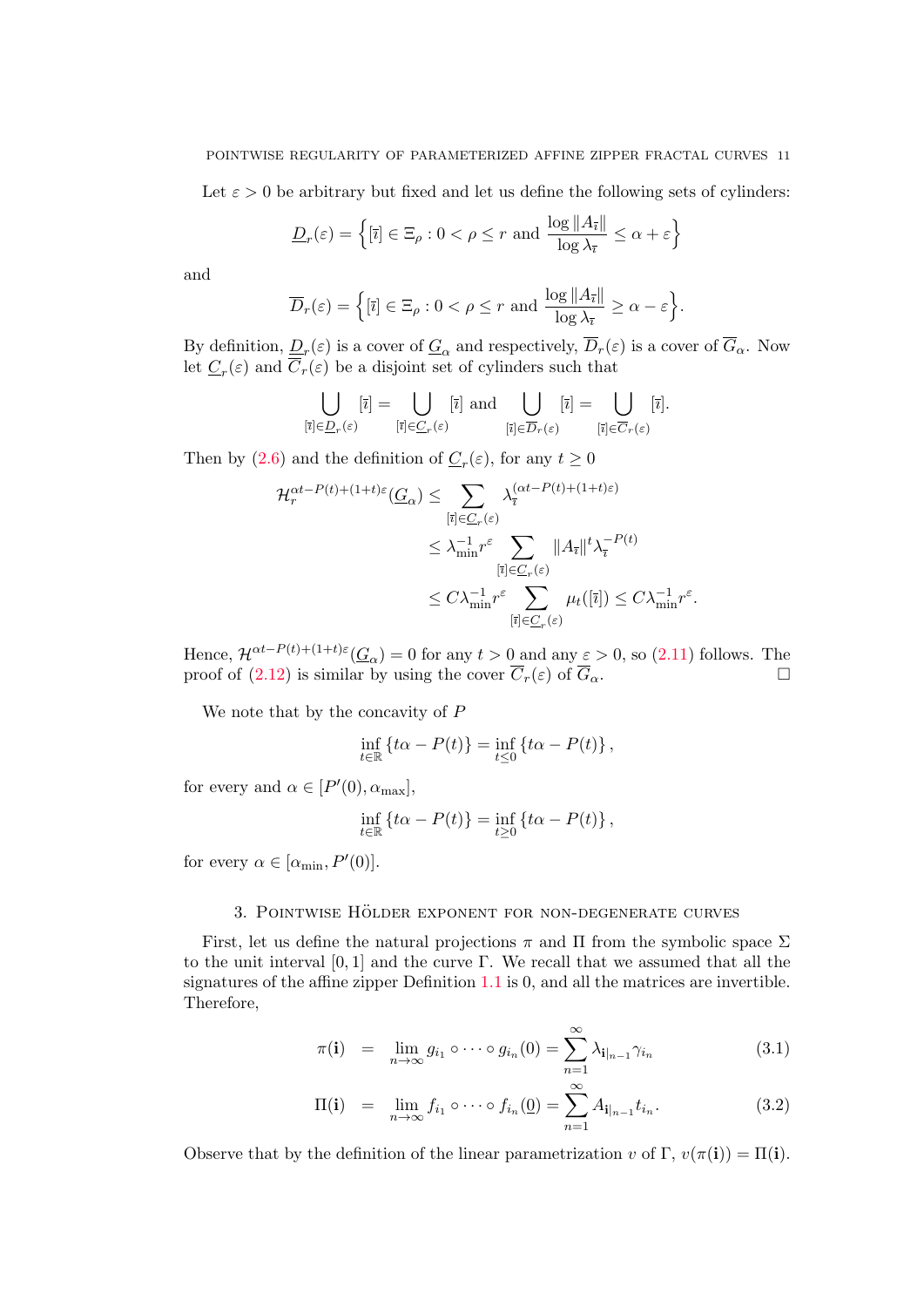Let $\varepsilon > 0$ be arbitrary but fixed and let us define the following sets of cylinders:

$$\underline{D}_r(\varepsilon) = \left\{ [\overline{\imath}] \in \Xi_\rho : 0 < \rho \leq r \text{ and } \frac{\log \|A_{\overline{\imath}}\|}{\log \lambda_{\overline{\imath}}} \leq \alpha + \varepsilon \right\}$$

and

$$\overline{D}_r(\varepsilon) = \left\{ [\overline{\imath}] \in \Xi_\rho : 0 < \rho \leq r \text{ and } \frac{\log \|A_{\overline{\imath}}\|}{\log \lambda_{\overline{\imath}}} \geq \alpha - \varepsilon \right\}.$$

By definition, $\underline{D}_r(\varepsilon)$ is a cover of $\underline{G}_\alpha$ and respectively, $\overline{D}_r(\varepsilon)$ is a cover of $\overline{G}_\alpha$. Now let $\underline{C}_r(\varepsilon)$ and $\overline{C}_r(\varepsilon)$ be a disjoint set of cylinders such that

$$\bigcup_{[\overline{\imath}] \in \underline{D}_r(\varepsilon)} [\overline{\imath}] = \bigcup_{[\overline{\imath}] \in \underline{C}_r(\varepsilon)} [\overline{\imath}] \text{ and } \bigcup_{[\overline{\imath}] \in \overline{D}_r(\varepsilon)} [\overline{\imath}] = \bigcup_{[\overline{\imath}] \in \overline{C}_r(\varepsilon)} [\overline{\imath}].$$

Then by (2.6) and the definition of $\underline{C}_r(\varepsilon)$, for any $t \geq 0$

$$\begin{aligned}
\mathcal{H}_r^{\alpha t - P(t) + (1+t)\varepsilon}(\underline{G}_\alpha) &\leq \sum_{[\overline{\imath}] \in \underline{C}_r(\varepsilon)} \lambda_{\overline{\imath}}^{(\alpha t - P(t) + (1+t)\varepsilon)} \\
&\leq \lambda_{\min}^{-1} r^\varepsilon \sum_{[\overline{\imath}] \in \underline{C}_r(\varepsilon)} \|A_{\overline{\imath}}\|^t \lambda_{\overline{\imath}}^{-P(t)} \\
&\leq C \lambda_{\min}^{-1} r^\varepsilon \sum_{[\overline{\imath}] \in \underline{C}_r(\varepsilon)} \mu_t([\overline{\imath}]) \leq C \lambda_{\min}^{-1} r^\varepsilon.
\end{aligned}$$

Hence, $\mathcal{H}^{\alpha t - P(t) + (1+t)\varepsilon}(\underline{G}_\alpha) = 0$ for any $t > 0$ and any $\varepsilon > 0$, so (2.11) follows. The proof of (2.12) is similar by using the cover $\overline{C}_r(\varepsilon)$ of $\overline{G}_\alpha$. $\square$

We note that by the concavity of $P$

$$\inf_{t \in \mathbb{R}} \{t\alpha - P(t)\} = \inf_{t \leq 0} \{t\alpha - P(t)\},$$

for every and $\alpha \in [P'(0), \alpha_{\max}]$,

$$\inf_{t \in \mathbb{R}} \{t\alpha - P(t)\} = \inf_{t \geq 0} \{t\alpha - P(t)\},$$

for every $\alpha \in [\alpha_{\min}, P'(0)]$.

## 3. Pointwise Hölder exponent for non-degenerate curves

First, let us define the natural projections $\pi$ and $\Pi$ from the symbolic space $\Sigma$ to the unit interval $[0,1]$ and the curve $\Gamma$. We recall that we assumed that all the signatures of the affine zipper Definition 1.1 is 0, and all the matrices are invertible. Therefore,

$$\pi(\mathbf{i}) = \lim_{n \to \infty} g_{i_1} \circ \cdots \circ g_{i_n}(0) = \sum_{n=1}^{\infty} \lambda_{\mathbf{i}|_{n-1}} \gamma_{i_n} \tag{3.1}$$

$$\Pi(\mathbf{i}) = \lim_{n \to \infty} f_{i_1} \circ \cdots \circ f_{i_n}(\underline{0}) = \sum_{n=1}^{\infty} A_{\mathbf{i}|_{n-1}} t_{i_n}. \tag{3.2}$$

Observe that by the definition of the linear parametrization $v$ of $\Gamma$, $v(\pi(\mathbf{i})) = \Pi(\mathbf{i})$.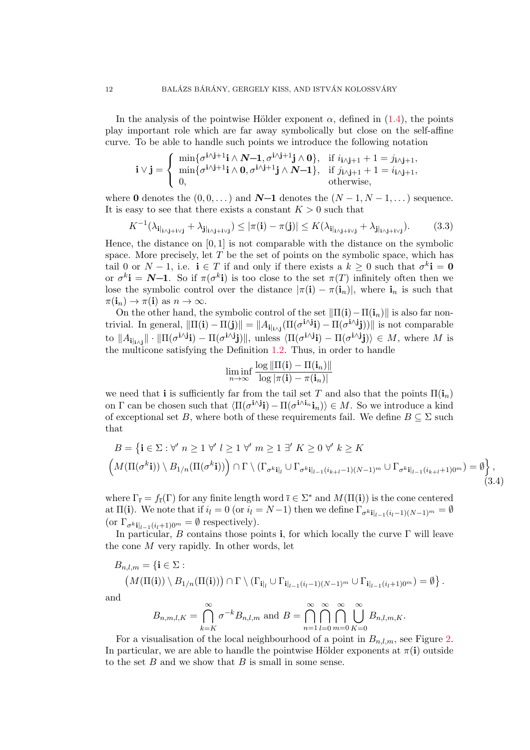In the analysis of the pointwise Hölder exponent $\alpha$, defined in (1.4), the points play important role which are far away symbolically but close on the self-affine curve. To be able to handle such points we introduce the following notation

$$
\mathbf{i}\vee\mathbf{j} = \begin{cases} \min\{\sigma^{\mathbf{i}\wedge\mathbf{j}+1}\mathbf{i}\wedge \boldsymbol{N\!-\!1}, \sigma^{\mathbf{i}\wedge\mathbf{j}+1}\mathbf{j}\wedge \mathbf{0}\}, & \text{if } i_{\mathbf{i}\wedge\mathbf{j}+1}+1 = j_{\mathbf{i}\wedge\mathbf{j}+1}, \\ \min\{\sigma^{\mathbf{i}\wedge\mathbf{j}+1}\mathbf{i}\wedge \mathbf{0}, \sigma^{\mathbf{i}\wedge\mathbf{j}+1}\mathbf{j}\wedge \boldsymbol{N\!-\!1}\}, & \text{if } j_{\mathbf{i}\wedge\mathbf{j}+1}+1 = i_{\mathbf{i}\wedge\mathbf{j}+1}, \\ 0, & \text{otherwise,} \end{cases}
$$

where $\mathbf{0}$ denotes the $(0,0,\dots)$ and $\boldsymbol{N\!-\!1}$ denotes the $(N-1,N-1,\dots)$ sequence. It is easy to see that there exists a constant $K>0$ such that

$$
K^{-1}(\lambda_{\mathbf{i}|_{\mathbf{i}\wedge\mathbf{j}+\mathbf{i}\vee\mathbf{j}}}+\lambda_{\mathbf{j}|_{\mathbf{i}\wedge\mathbf{j}+\mathbf{i}\vee\mathbf{j}}}) \leq |\pi(\mathbf{i})-\pi(\mathbf{j})| \leq K(\lambda_{\mathbf{i}|_{\mathbf{i}\wedge\mathbf{j}+\mathbf{i}\vee\mathbf{j}}}+\lambda_{\mathbf{j}|_{\mathbf{i}\wedge\mathbf{j}+\mathbf{i}\vee\mathbf{j}}}). \tag{3.3}
$$

Hence, the distance on $[0,1]$ is not comparable with the distance on the symbolic space. More precisely, let $T$ be the set of points on the symbolic space, which has tail 0 or $N-1$, i.e. $\mathbf{i}\in T$ if and only if there exists a $k\geq 0$ such that $\sigma^k\mathbf{i}=\mathbf{0}$ or $\sigma^k\mathbf{i}=\boldsymbol{N\!-\!1}$. So if $\pi(\sigma^k\mathbf{i})$ is too close to the set $\pi(T)$ infinitely often then we lose the symbolic control over the distance $|\pi(\mathbf{i})-\pi(\mathbf{i}_n)|$, where $\mathbf{i}_n$ is such that $\pi(\mathbf{i}_n)\to\pi(\mathbf{i})$ as $n\to\infty$.

On the other hand, the symbolic control of the set $\|\Pi(\mathbf{i})-\Pi(\mathbf{i}_n)\|$ is also far non-trivial. In general, $\|\Pi(\mathbf{i})-\Pi(\mathbf{j})\| = \|A_{\mathbf{i}|_{\mathbf{i}\wedge\mathbf{j}}}(\Pi(\sigma^{\mathbf{i}\wedge\mathbf{j}}\mathbf{i})-\Pi(\sigma^{\mathbf{i}\wedge\mathbf{j}}\mathbf{j}))\|$ is not comparable to $\|A_{\mathbf{i}|_{\mathbf{i}\wedge\mathbf{j}}}\|\cdot\|\Pi(\sigma^{\mathbf{i}\wedge\mathbf{j}}\mathbf{i})-\Pi(\sigma^{\mathbf{i}\wedge\mathbf{j}}\mathbf{j})\|$, unless $\langle\Pi(\sigma^{\mathbf{i}\wedge\mathbf{j}}\mathbf{i})-\Pi(\sigma^{\mathbf{i}\wedge\mathbf{j}}\mathbf{j})\rangle\in M$, where $M$ is the multicone satisfying the Definition 1.2. Thus, in order to handle

$$
\liminf_{n\to\infty}\frac{\log\|\Pi(\mathbf{i})-\Pi(\mathbf{i}_n)\|}{\log|\pi(\mathbf{i})-\pi(\mathbf{i}_n)|}
$$

we need that $\mathbf{i}$ is sufficiently far from the tail set $T$ and also that the points $\Pi(\mathbf{i}_n)$ on $\Gamma$ can be chosen such that $\langle\Pi(\sigma^{\mathbf{i}\wedge\mathbf{j}}\mathbf{i})-\Pi(\sigma^{\mathbf{i}\wedge\mathbf{i}_n}\mathbf{i}_n)\rangle\in M$. So we introduce a kind of exceptional set $B$, where both of these requirements fail. We define $B\subseteq\Sigma$ such that

$$
\begin{split}
B = \big\{\mathbf{i}\in\Sigma : \forall'\ n\geq 1\ \forall'\ l\geq 1\ \forall'\ m\geq 1\ \exists'\ K\geq 0\ \forall'\ k\geq K \\
\Big(M(\Pi(\sigma^k\mathbf{i}))\setminus B_{1/n}(\Pi(\sigma^k\mathbf{i}))\Big)\cap\Gamma\setminus(\Gamma_{\sigma^k\mathbf{i}|_l}\cup\Gamma_{\sigma^k\mathbf{i}|_{l-1}(i_{k+l}-1)(N-1)^m}\cup\Gamma_{\sigma^k\mathbf{i}|_{l-1}(i_{k+l}+1)0^m})=\emptyset\Big\},
\end{split} \tag{3.4}
$$

where $\Gamma_{\overline{\imath}}=f_{\overline{\imath}}(\Gamma)$ for any finite length word $\overline{\imath}\in\Sigma^*$ and $M(\Pi(\mathbf{i}))$ is the cone centered at $\Pi(\mathbf{i})$. We note that if $i_l=0$ (or $i_l=N-1$) then we define $\Gamma_{\sigma^k\mathbf{i}|_{l-1}(i_l-1)(N-1)^m}=\emptyset$ (or $\Gamma_{\sigma^k\mathbf{i}|_{l-1}(i_l+1)0^m}=\emptyset$ respectively).

In particular, $B$ contains those points $\mathbf{i}$, for which locally the curve $\Gamma$ will leave the cone $M$ very rapidly. In other words, let

$$
\begin{split}
B_{n,l,m} = \{\mathbf{i}\in\Sigma : \\
\big(M(\Pi(\mathbf{i}))\setminus B_{1/n}(\Pi(\mathbf{i}))\big)\cap\Gamma\setminus(\Gamma_{\mathbf{i}|_l}\cup\Gamma_{\mathbf{i}|_{l-1}(i_l-1)(N-1)^m}\cup\Gamma_{\mathbf{i}|_{l-1}(i_l+1)0^m})=\emptyset\big\}.
\end{split}
$$

and

$$
B_{n,m,l,K}=\bigcap_{k=K}^{\infty}\sigma^{-k}B_{n,l,m}\text{ and } B=\bigcap_{n=1}^{\infty}\bigcap_{l=0}^{\infty}\bigcap_{m=0}^{\infty}\bigcup_{K=0}^{\infty}B_{n,l,m,K}.
$$

For a visualisation of the local neighbourhood of a point in $B_{n,l,m}$, see Figure 2. In particular, we are able to handle the pointwise Hölder exponents at $\pi(\mathbf{i})$ outside to the set $B$ and we show that $B$ is small in some sense.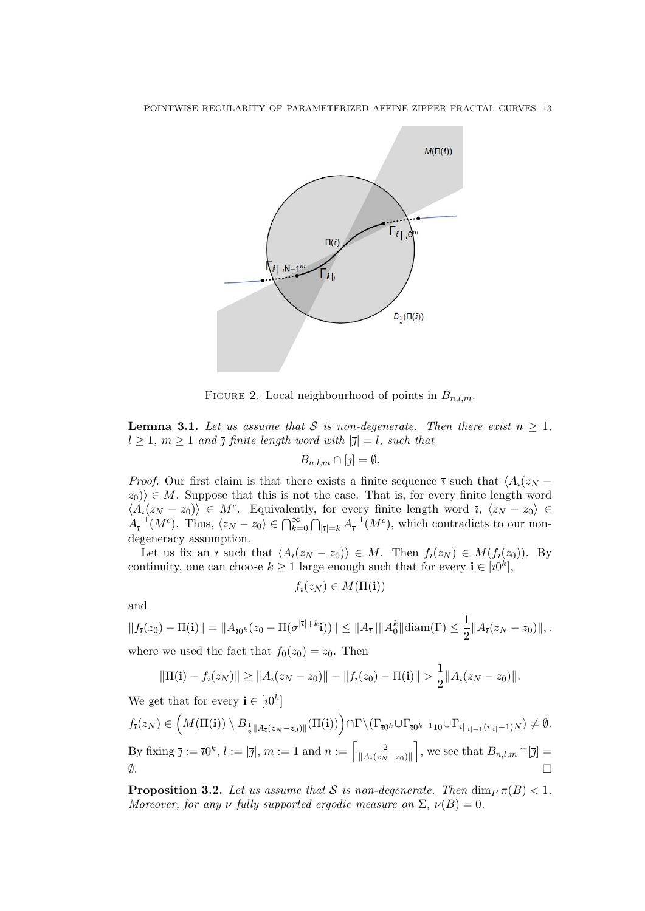FIGURE 2. Local neighbourhood of points in $B_{n,l,m}$.

**Lemma 3.1.** *Let us assume that $\mathcal{S}$ is non-degenerate. Then there exist $n \geq 1$, $l \geq 1$, $m \geq 1$ and $\overline{\jmath}$ finite length word with $|\overline{\jmath}| = l$, such that*

$$B_{n,l,m} \cap [\overline{\jmath}] = \emptyset.$$

*Proof.* Our first claim is that there exists a finite sequence $\overline{\imath}$ such that $\langle A_{\overline{\imath}}(z_N - z_0)\rangle \in M$. Suppose that this is not the case. That is, for every finite length word $\langle A_{\overline{\imath}}(z_N - z_0)\rangle \in M^c$. Equivalently, for every finite length word $\overline{\imath}$, $\langle z_N - z_0\rangle \in A_{\overline{\imath}}^{-1}(M^c)$. Thus, $\langle z_N - z_0\rangle \in \bigcap_{k=0}^{\infty}\bigcap_{|\overline{\imath}|=k} A_{\overline{\imath}}^{-1}(M^c)$, which contradicts to our non-degeneracy assumption.

Let us fix an $\overline{\imath}$ such that $\langle A_{\overline{\imath}}(z_N - z_0)\rangle \in M$. Then $f_{\overline{\imath}}(z_N) \in M(f_{\overline{\imath}}(z_0))$. By continuity, one can choose $k \geq 1$ large enough such that for every $\mathbf{i} \in [\overline{\imath}0^k]$,

$$f_{\overline{\imath}}(z_N) \in M(\Pi(\mathbf{i}))$$

and

$$\|f_{\overline{\imath}}(z_0) - \Pi(\mathbf{i})\| = \|A_{\overline{\imath}0^k}(z_0 - \Pi(\sigma^{|\overline{\imath}|+k}\mathbf{i}))\| \leq \|A_{\overline{\imath}}\|\|A_0^k\|\mathrm{diam}(\Gamma) \leq \frac{1}{2}\|A_{\overline{\imath}}(z_N - z_0)\|, .$$

where we used the fact that $f_0(z_0) = z_0$. Then

$$\|\Pi(\mathbf{i}) - f_{\overline{\imath}}(z_N)\| \geq \|A_{\overline{\imath}}(z_N - z_0)\| - \|f_{\overline{\imath}}(z_0) - \Pi(\mathbf{i})\| > \frac{1}{2}\|A_{\overline{\imath}}(z_N - z_0)\|.$$

We get that for every $\mathbf{i} \in [\overline{\imath}0^k]$

$$f_{\overline{\imath}}(z_N) \in \left(M(\Pi(\mathbf{i})) \setminus B_{\frac{1}{2}\|A_{\overline{\imath}}(z_N - z_0)\|}(\Pi(\mathbf{i}))\right) \cap \Gamma \setminus (\Gamma_{\overline{\imath}0^k} \cup \Gamma_{\overline{\imath}0^{k-1}10} \cup \Gamma_{\overline{\imath}|_{|\overline{\imath}|-1}(\overline{\imath}_{|\overline{\imath}|}-1)N}) \neq \emptyset.$$

By fixing $\overline{\jmath} := \overline{\imath}0^k$, $l := |\overline{\jmath}|$, $m := 1$ and $n := \left\lceil \frac{2}{\|A_{\overline{\imath}}(z_N - z_0)\|} \right\rceil$, we see that $B_{n,l,m} \cap [\overline{\jmath}] = \emptyset$. $\square$

**Proposition 3.2.** *Let us assume that $\mathcal{S}$ is non-degenerate. Then $\dim_P \pi(B) < 1$. Moreover, for any $\nu$ fully supported ergodic measure on $\Sigma$, $\nu(B) = 0$.*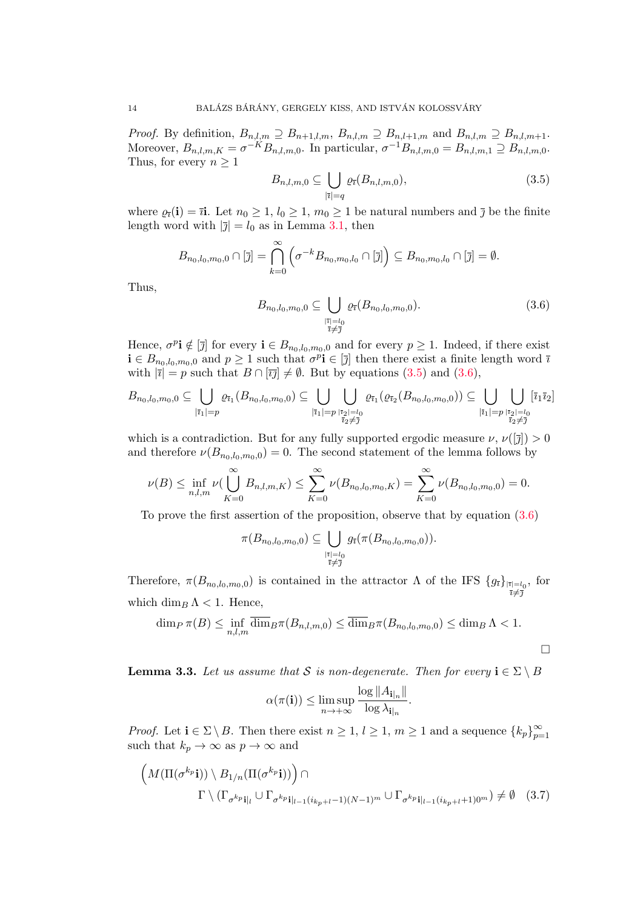*Proof.* By definition, $B_{n,l,m} \supseteq B_{n+1,l,m}$, $B_{n,l,m} \supseteq B_{n,l+1,m}$ and $B_{n,l,m} \supseteq B_{n,l,m+1}$. Moreover, $B_{n,l,m,K} = \sigma^{-K} B_{n,l,m,0}$. In particular, $\sigma^{-1} B_{n,l,m,0} = B_{n,l,m,1} \supseteq B_{n,l,m,0}$. Thus, for every $n \geq 1$

$$B_{n,l,m,0} \subseteq \bigcup_{|\overline{\imath}|=q} \varrho_{\overline{\imath}}(B_{n,l,m,0}), \tag{3.5}$$

where $\varrho_{\overline{\imath}}(\mathbf{i}) = \overline{\imath}\mathbf{i}$. Let $n_0 \geq 1$, $l_0 \geq 1$, $m_0 \geq 1$ be natural numbers and $\overline{\jmath}$ be the finite length word with $|\overline{\jmath}| = l_0$ as in Lemma 3.1, then

$$B_{n_0,l_0,m_0,0} \cap [\overline{\jmath}] = \bigcap_{k=0}^{\infty} \left( \sigma^{-k} B_{n_0,m_0,l_0} \cap [\overline{\jmath}] \right) \subseteq B_{n_0,m_0,l_0} \cap [\overline{\jmath}] = \emptyset.$$

Thus,

$$B_{n_0,l_0,m_0,0} \subseteq \bigcup_{\substack{|\overline{\imath}|=l_0 \\ \overline{\imath}\neq\overline{\jmath}}} \varrho_{\overline{\imath}}(B_{n_0,l_0,m_0,0}). \tag{3.6}$$

Hence, $\sigma^p \mathbf{i} \notin [\overline{\jmath}]$ for every $\mathbf{i} \in B_{n_0,l_0,m_0,0}$ and for every $p \geq 1$. Indeed, if there exist $\mathbf{i} \in B_{n_0,l_0,m_0,0}$ and $p \geq 1$ such that $\sigma^p \mathbf{i} \in [\overline{\jmath}]$ then there exist a finite length word $\overline{\imath}$ with $|\overline{\imath}| = p$ such that $B \cap [\overline{\imath}\overline{\jmath}] \neq \emptyset$. But by equations (3.5) and (3.6),

$$B_{n_0,l_0,m_0,0} \subseteq \bigcup_{|\overline{\imath}_1|=p} \varrho_{\overline{\imath}_1}(B_{n_0,l_0,m_0,0}) \subseteq \bigcup_{|\overline{\imath}_1|=p} \bigcup_{\substack{|\overline{\imath}_2|=l_0 \\ \overline{\imath}_2\neq\overline{\jmath}}} \varrho_{\overline{\imath}_1}(\varrho_{\overline{\imath}_2}(B_{n_0,l_0,m_0,0})) \subseteq \bigcup_{|\overline{\imath}_1|=p} \bigcup_{\substack{|\overline{\imath}_2|=l_0 \\ \overline{\imath}_2\neq\overline{\jmath}}} [\overline{\imath}_1\overline{\imath}_2]$$

which is a contradiction. But for any fully supported ergodic measure $\nu$, $\nu([\overline{\jmath}]) > 0$ and therefore $\nu(B_{n_0,l_0,m_0,0}) = 0$. The second statement of the lemma follows by

$$\nu(B) \leq \inf_{n,l,m} \nu\Big(\bigcup_{K=0}^{\infty} B_{n,l,m,K}\Big) \leq \sum_{K=0}^{\infty} \nu(B_{n_0,l_0,m_0,K}) = \sum_{K=0}^{\infty} \nu(B_{n_0,l_0,m_0,0}) = 0.$$

To prove the first assertion of the proposition, observe that by equation (3.6)

$$\pi(B_{n_0,l_0,m_0,0}) \subseteq \bigcup_{\substack{|\overline{\imath}|=l_0 \\ \overline{\imath}\neq\overline{\jmath}}} g_{\overline{\imath}}(\pi(B_{n_0,l_0,m_0,0})).$$

Therefore, $\pi(B_{n_0,l_0,m_0,0})$ is contained in the attractor $\Lambda$ of the IFS $\{g_{\overline{\imath}}\}_{\substack{|\overline{\imath}|=l_0 \\ \overline{\imath}\neq\overline{\jmath}}}$, for which $\dim_B \Lambda < 1$. Hence,

$$\dim_P \pi(B) \leq \inf_{n,l,m} \overline{\dim}_B \pi(B_{n,l,m,0}) \leq \overline{\dim}_B \pi(B_{n_0,l_0,m_0,0}) \leq \dim_B \Lambda < 1.$$

$\square$

**Lemma 3.3.** *Let us assume that $\mathcal{S}$ is non-degenerate. Then for every $\mathbf{i} \in \Sigma \setminus B$*

$$\alpha(\pi(\mathbf{i})) \leq \limsup_{n\to+\infty} \frac{\log \|A_{\mathbf{i}|_n}\|}{\log \lambda_{\mathbf{i}|_n}}.$$

*Proof.* Let $\mathbf{i} \in \Sigma \setminus B$. Then there exist $n \geq 1$, $l \geq 1$, $m \geq 1$ and a sequence $\{k_p\}_{p=1}^{\infty}$ such that $k_p \to \infty$ as $p \to \infty$ and

$$\Big(M(\Pi(\sigma^{k_p}\mathbf{i})) \setminus B_{1/n}(\Pi(\sigma^{k_p}\mathbf{i}))\Big) \cap \\ \Gamma \setminus (\Gamma_{\sigma^{k_p}\mathbf{i}|_l} \cup \Gamma_{\sigma^{k_p}\mathbf{i}|_{l-1}(i_{k_p+l}-1)(N-1)^m} \cup \Gamma_{\sigma^{k_p}\mathbf{i}|_{l-1}(i_{k_p+l}+1)0^m}) \neq \emptyset \tag{3.7}$$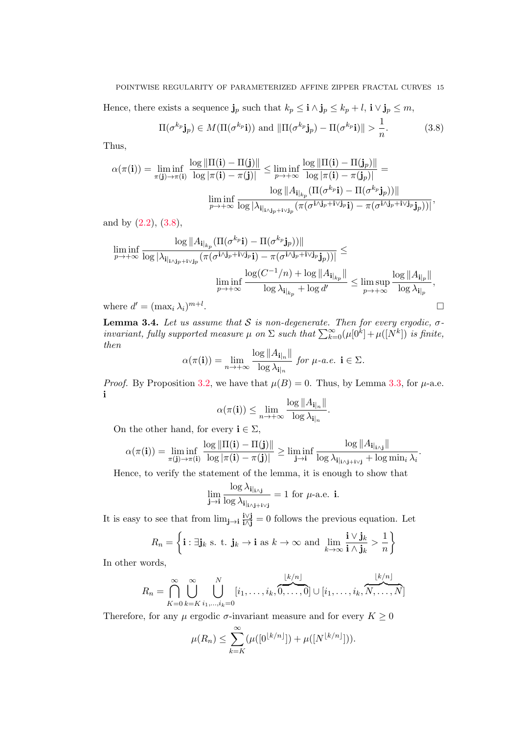Hence, there exists a sequence $\mathbf{j}_p$ such that $k_p \leq \mathbf{i} \wedge \mathbf{j}_p \leq k_p + l$, $\mathbf{i} \vee \mathbf{j}_p \leq m$,

$$\Pi(\sigma^{k_p}\mathbf{j}_p) \in M(\Pi(\sigma^{k_p}\mathbf{i})) \text{ and } \|\Pi(\sigma^{k_p}\mathbf{j}_p) - \Pi(\sigma^{k_p}\mathbf{i})\| > \frac{1}{n}. \tag{3.8}$$

Thus,

$$\alpha(\pi(\mathbf{i})) = \liminf_{\pi(\mathbf{j})\to\pi(\mathbf{i})} \frac{\log\|\Pi(\mathbf{i}) - \Pi(\mathbf{j})\|}{\log|\pi(\mathbf{i}) - \pi(\mathbf{j})|} \leq \liminf_{p\to+\infty} \frac{\log\|\Pi(\mathbf{i}) - \Pi(\mathbf{j}_p)\|}{\log|\pi(\mathbf{i}) - \pi(\mathbf{j}_p)|} =$$
$$\liminf_{p\to+\infty} \frac{\log\|A_{\mathbf{i}|_{k_p}}(\Pi(\sigma^{k_p}\mathbf{i}) - \Pi(\sigma^{k_p}\mathbf{j}_p))\|}{\log|\lambda_{\mathbf{i}|_{\mathbf{i}\wedge\mathbf{j}_p+\mathbf{i}\vee\mathbf{j}_p}}(\pi(\sigma^{\mathbf{i}\wedge\mathbf{j}_p+\mathbf{i}\vee\mathbf{j}_p}\mathbf{i}) - \pi(\sigma^{\mathbf{i}\wedge\mathbf{j}_p+\mathbf{i}\vee\mathbf{j}_p}\mathbf{j}_p))|},$$

and by (2.2), (3.8),

$$\liminf_{p\to+\infty} \frac{\log\|A_{\mathbf{i}|_{k_p}}(\Pi(\sigma^{k_p}\mathbf{i}) - \Pi(\sigma^{k_p}\mathbf{j}_p))\|}{\log|\lambda_{\mathbf{i}|_{\mathbf{i}\wedge\mathbf{j}_p+\mathbf{i}\vee\mathbf{j}_p}}(\pi(\sigma^{\mathbf{i}\wedge\mathbf{j}_p+\mathbf{i}\vee\mathbf{j}_p}\mathbf{i}) - \pi(\sigma^{\mathbf{i}\wedge\mathbf{j}_p+\mathbf{i}\vee\mathbf{j}_p}\mathbf{j}_p))|} \leq$$
$$\liminf_{p\to+\infty} \frac{\log(C^{-1}/n) + \log\|A_{\mathbf{i}|_{k_p}}\|}{\log\lambda_{\mathbf{i}|_{k_p}} + \log d'} \leq \limsup_{p\to+\infty} \frac{\log\|A_{\mathbf{i}|_p}\|}{\log\lambda_{\mathbf{i}|_p}},$$

where $d' = (\max_i \lambda_i)^{m+l}$. □

**Lemma 3.4.** *Let us assume that $\mathcal{S}$ is non-degenerate. Then for every ergodic, $\sigma$-invariant, fully supported measure $\mu$ on $\Sigma$ such that $\sum_{k=0}^{\infty}(\mu[0^k] + \mu([N^k])$ is finite, then*

$$\alpha(\pi(\mathbf{i})) = \lim_{n\to+\infty} \frac{\log\|A_{\mathbf{i}|_n}\|}{\log\lambda_{\mathbf{i}|_n}} \text{ for } \mu\text{-a.e. } \mathbf{i} \in \Sigma.$$

*Proof.* By Proposition 3.2, we have that $\mu(B) = 0$. Thus, by Lemma 3.3, for $\mu$-a.e. $\mathbf{i}$

$$\alpha(\pi(\mathbf{i})) \leq \lim_{n\to+\infty} \frac{\log\|A_{\mathbf{i}|_n}\|}{\log\lambda_{\mathbf{i}|_n}}.$$

On the other hand, for every $\mathbf{i} \in \Sigma$,

$$\alpha(\pi(\mathbf{i})) = \liminf_{\pi(\mathbf{j})\to\pi(\mathbf{i})} \frac{\log\|\Pi(\mathbf{i}) - \Pi(\mathbf{j})\|}{\log|\pi(\mathbf{i}) - \pi(\mathbf{j})|} \geq \liminf_{\mathbf{j}\to\mathbf{i}} \frac{\log\|A_{\mathbf{i}|_{\mathbf{i}\wedge\mathbf{j}}}\|}{\log\lambda_{\mathbf{i}|_{\mathbf{i}\wedge\mathbf{j}+\mathbf{i}\vee\mathbf{j}}} + \log\min_i\lambda_i}.$$

Hence, to verify the statement of the lemma, it is enough to show that

$$\lim_{\mathbf{j}\to\mathbf{i}} \frac{\log\lambda_{\mathbf{i}|_{\mathbf{i}\wedge\mathbf{j}}}}{\log\lambda_{\mathbf{i}|_{\mathbf{i}\wedge\mathbf{j}+\mathbf{i}\vee\mathbf{j}}}} = 1 \text{ for } \mu\text{-a.e. } \mathbf{i}.$$

It is easy to see that from $\lim_{\mathbf{j}\to\mathbf{i}} \frac{\mathbf{i}\vee\mathbf{j}}{\mathbf{i}\wedge\mathbf{j}} = 0$ follows the previous equation. Let

$$R_n = \left\{\mathbf{i} : \exists\mathbf{j}_k \text{ s. t. } \mathbf{j}_k \to \mathbf{i} \text{ as } k\to\infty \text{ and } \lim_{k\to\infty} \frac{\mathbf{i}\vee\mathbf{j}_k}{\mathbf{i}\wedge\mathbf{j}_k} > \frac{1}{n}\right\}$$

In other words,

$$R_n = \bigcap_{K=0}^{\infty} \bigcup_{k=K}^{\infty} \bigcup_{i_1,\ldots,i_k=0}^{N} [i_1,\ldots,i_k,\overbrace{0,\ldots,0}^{\lfloor k/n\rfloor}] \cup [i_1,\ldots,i_k,\overbrace{N,\ldots,N}^{\lfloor k/n\rfloor}]$$

Therefore, for any $\mu$ ergodic $\sigma$-invariant measure and for every $K \geq 0$

$$\mu(R_n) \leq \sum_{k=K}^{\infty}(\mu([0^{\lfloor k/n\rfloor}]) + \mu([N^{\lfloor k/n\rfloor}])).$$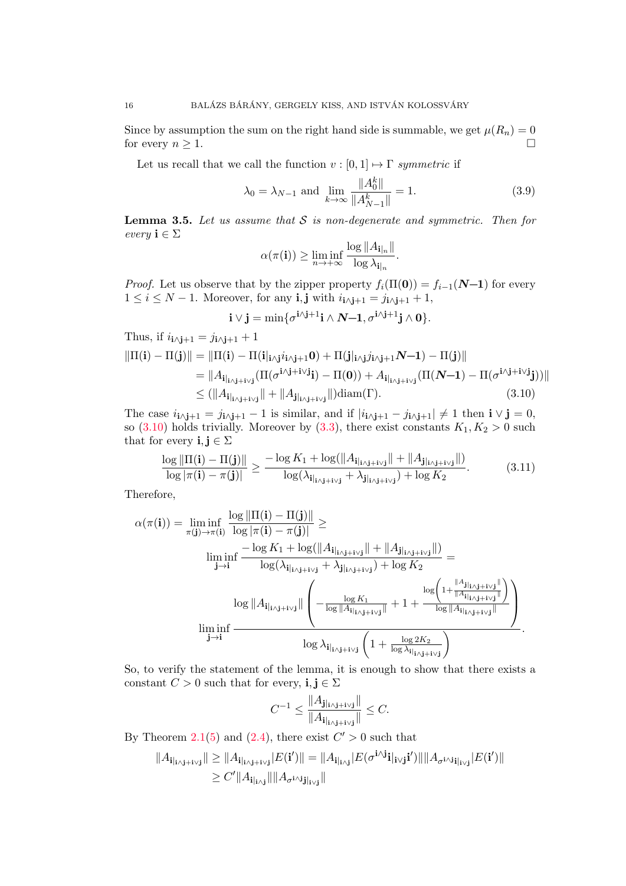Since by assumption the sum on the right hand side is summable, we get $\mu(R_n) = 0$ for every $n \geq 1$. $\square$

Let us recall that we call the function $v : [0,1] \mapsto \Gamma$ *symmetric* if

$$\lambda_0 = \lambda_{N-1} \text{ and } \lim_{k\to\infty} \frac{\|A_0^k\|}{\|A_{N-1}^k\|} = 1. \tag{3.9}$$

**Lemma 3.5.** *Let us assume that $\mathcal{S}$ is non-degenerate and symmetric. Then for every $\mathbf{i} \in \Sigma$*

$$\alpha(\pi(\mathbf{i})) \geq \liminf_{n\to+\infty} \frac{\log \|A_{\mathbf{i}|_n}\|}{\log \lambda_{\mathbf{i}|_n}}.$$

*Proof.* Let us observe that by the zipper property $f_i(\Pi(\mathbf{0})) = f_{i-1}(\boldsymbol{N\!-\!1})$ for every $1 \leq i \leq N-1$. Moreover, for any $\mathbf{i}, \mathbf{j}$ with $i_{\mathbf{i}\wedge\mathbf{j}+1} = j_{\mathbf{i}\wedge\mathbf{j}+1} + 1$,

$$\mathbf{i} \vee \mathbf{j} = \min\{\sigma^{\mathbf{i}\wedge\mathbf{j}+1}\mathbf{i} \wedge \boldsymbol{N\!-\!1}, \sigma^{\mathbf{i}\wedge\mathbf{j}+1}\mathbf{j} \wedge \mathbf{0}\}.$$

Thus, if $i_{\mathbf{i}\wedge\mathbf{j}+1} = j_{\mathbf{i}\wedge\mathbf{j}+1} + 1$

$$\begin{aligned}
\|\Pi(\mathbf{i}) - \Pi(\mathbf{j})\| &= \|\Pi(\mathbf{i}) - \Pi(\mathbf{i}|_{\mathbf{i}\wedge\mathbf{j}} i_{\mathbf{i}\wedge\mathbf{j}+1}\mathbf{0}) + \Pi(\mathbf{j}|_{\mathbf{i}\wedge\mathbf{j}} j_{\mathbf{i}\wedge\mathbf{j}+1}\boldsymbol{N\!-\!1}) - \Pi(\mathbf{j})\| \\
&= \|A_{\mathbf{i}|_{\mathbf{i}\wedge\mathbf{j}+\mathbf{i}\vee\mathbf{j}}}(\Pi(\sigma^{\mathbf{i}\wedge\mathbf{j}+\mathbf{i}\vee\mathbf{j}}\mathbf{i}) - \Pi(\mathbf{0})) + A_{\mathbf{i}|_{\mathbf{i}\wedge\mathbf{j}+\mathbf{i}\vee\mathbf{j}}}(\Pi(\boldsymbol{N\!-\!1}) - \Pi(\sigma^{\mathbf{i}\wedge\mathbf{j}+\mathbf{i}\vee\mathbf{j}}\mathbf{j}))\| \\
&\leq (\|A_{\mathbf{i}|_{\mathbf{i}\wedge\mathbf{j}+\mathbf{i}\vee\mathbf{j}}}\| + \|A_{\mathbf{j}|_{\mathbf{i}\wedge\mathbf{j}+\mathbf{i}\vee\mathbf{j}}}\|)\mathrm{diam}(\Gamma).
\end{aligned} \tag{3.10}$$

The case $i_{\mathbf{i}\wedge\mathbf{j}+1} = j_{\mathbf{i}\wedge\mathbf{j}+1} - 1$ is similar, and if $|i_{\mathbf{i}\wedge\mathbf{j}+1} - j_{\mathbf{i}\wedge\mathbf{j}+1}| \neq 1$ then $\mathbf{i} \vee \mathbf{j} = 0$, so (3.10) holds trivially. Moreover by (3.3), there exist constants $K_1, K_2 > 0$ such that for every $\mathbf{i}, \mathbf{j} \in \Sigma$

$$\frac{\log \|\Pi(\mathbf{i}) - \Pi(\mathbf{j})\|}{\log |\pi(\mathbf{i}) - \pi(\mathbf{j})|} \geq \frac{-\log K_1 + \log(\|A_{\mathbf{i}|_{\mathbf{i}\wedge\mathbf{j}+\mathbf{i}\vee\mathbf{j}}}\| + \|A_{\mathbf{j}|_{\mathbf{i}\wedge\mathbf{j}+\mathbf{i}\vee\mathbf{j}}}\|)}{\log(\lambda_{\mathbf{i}|_{\mathbf{i}\wedge\mathbf{j}+\mathbf{i}\vee\mathbf{j}}} + \lambda_{\mathbf{j}|_{\mathbf{i}\wedge\mathbf{j}+\mathbf{i}\vee\mathbf{j}}}) + \log K_2}. \tag{3.11}$$

Therefore,

$$\begin{aligned}
\alpha(\pi(\mathbf{i})) = \liminf_{\pi(\mathbf{j})\to\pi(\mathbf{i})} \frac{\log \|\Pi(\mathbf{i}) - \Pi(\mathbf{j})\|}{\log |\pi(\mathbf{i}) - \pi(\mathbf{j})|} &\geq \\
\liminf_{\mathbf{j}\to\mathbf{i}} \frac{-\log K_1 + \log(\|A_{\mathbf{i}|_{\mathbf{i}\wedge\mathbf{j}+\mathbf{i}\vee\mathbf{j}}}\| + \|A_{\mathbf{j}|_{\mathbf{i}\wedge\mathbf{j}+\mathbf{i}\vee\mathbf{j}}}\|)}{\log(\lambda_{\mathbf{i}|_{\mathbf{i}\wedge\mathbf{j}+\mathbf{i}\vee\mathbf{j}}} + \lambda_{\mathbf{j}|_{\mathbf{i}\wedge\mathbf{j}+\mathbf{i}\vee\mathbf{j}}}) + \log K_2} &= \\
\liminf_{\mathbf{j}\to\mathbf{i}} \frac{\log \|A_{\mathbf{i}|_{\mathbf{i}\wedge\mathbf{j}+\mathbf{i}\vee\mathbf{j}}}\| \left( -\frac{\log K_1}{\log \|A_{\mathbf{i}|_{\mathbf{i}\wedge\mathbf{j}+\mathbf{i}\vee\mathbf{j}}}\|} + 1 + \frac{\log\left(1 + \frac{\|A_{\mathbf{j}|_{\mathbf{i}\wedge\mathbf{j}+\mathbf{i}\vee\mathbf{j}}}\|}{\|A_{\mathbf{i}|_{\mathbf{i}\wedge\mathbf{j}+\mathbf{i}\vee\mathbf{j}}}\|}\right)}{\log \|A_{\mathbf{i}|_{\mathbf{i}\wedge\mathbf{j}+\mathbf{i}\vee\mathbf{j}}}\|} \right)}{\log \lambda_{\mathbf{i}|_{\mathbf{i}\wedge\mathbf{j}+\mathbf{i}\vee\mathbf{j}}} \left(1 + \frac{\log 2K_2}{\log \lambda_{\mathbf{i}|_{\mathbf{i}\wedge\mathbf{j}+\mathbf{i}\vee\mathbf{j}}}}\right)}&.
\end{aligned}$$

So, to verify the statement of the lemma, it is enough to show that there exists a constant $C > 0$ such that for every, $\mathbf{i}, \mathbf{j} \in \Sigma$

$$C^{-1} \leq \frac{\|A_{\mathbf{j}|_{\mathbf{i}\wedge\mathbf{j}+\mathbf{i}\vee\mathbf{j}}}\|}{\|A_{\mathbf{i}|_{\mathbf{i}\wedge\mathbf{j}+\mathbf{i}\vee\mathbf{j}}}\|} \leq C.$$

By Theorem 2.1(5) and (2.4), there exist $C' > 0$ such that

$$\begin{aligned}
\|A_{\mathbf{i}|_{\mathbf{i}\wedge\mathbf{j}+\mathbf{i}\vee\mathbf{j}}}\| \geq \|A_{\mathbf{i}|_{\mathbf{i}\wedge\mathbf{j}+\mathbf{i}\vee\mathbf{j}}}|E(\mathbf{i}')\| &= \|A_{\mathbf{i}|_{\mathbf{i}\wedge\mathbf{j}}}|E(\sigma^{\mathbf{i}\wedge\mathbf{j}}\mathbf{i}|_{\mathbf{i}\vee\mathbf{j}}\mathbf{i}')\|\|A_{\sigma^{\mathbf{i}\wedge\mathbf{j}}\mathbf{i}|_{\mathbf{i}\vee\mathbf{j}}}|E(\mathbf{i}')\| \\
&\geq C'\|A_{\mathbf{i}|_{\mathbf{i}\wedge\mathbf{j}}}\|\|A_{\sigma^{\mathbf{i}\wedge\mathbf{j}}\mathbf{j}|_{\mathbf{i}\vee\mathbf{j}}}\|
\end{aligned}$$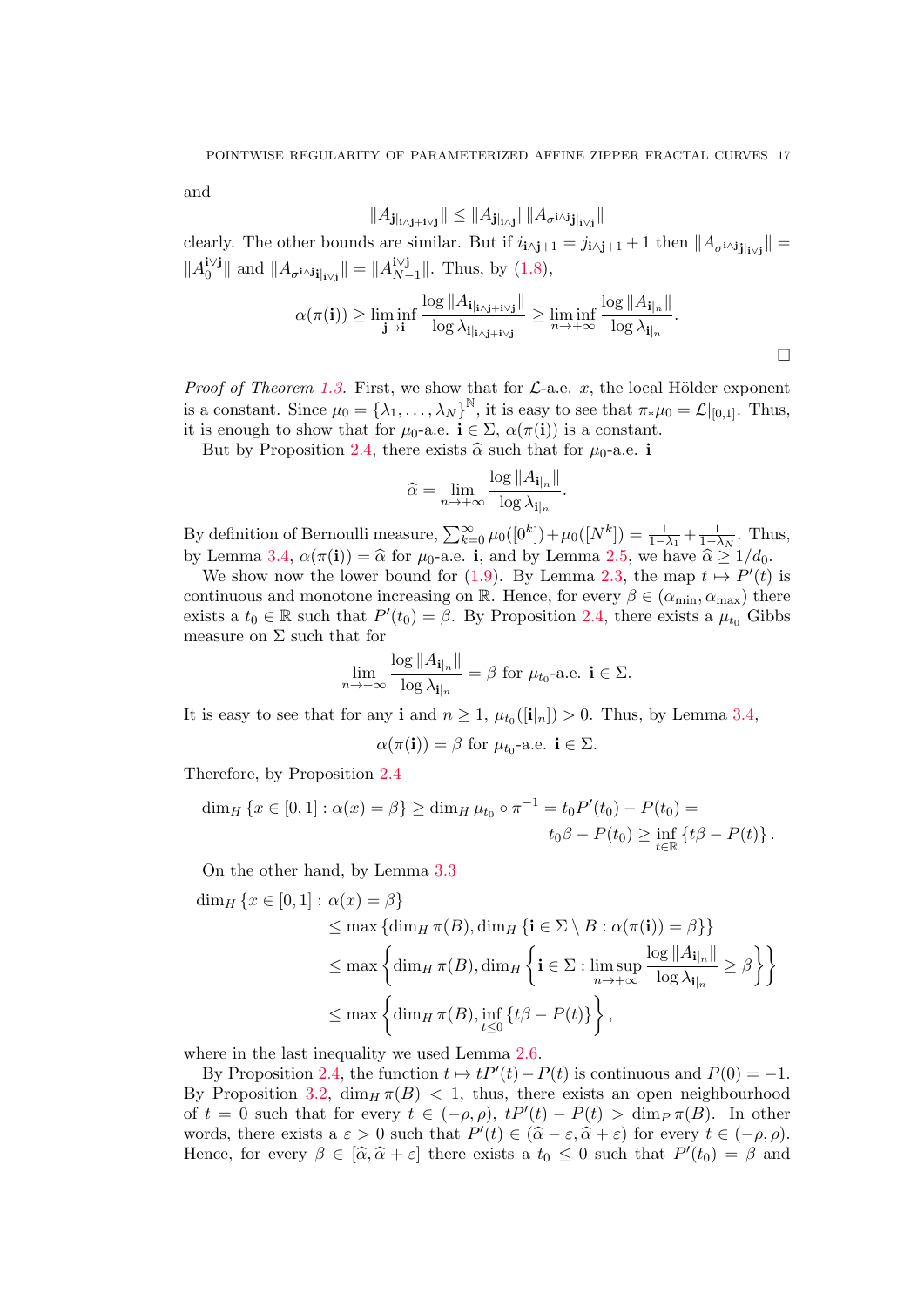and

$$\|A_{\mathbf{j}|_{|\mathbf{i}\wedge\mathbf{j}+\mathbf{i}\vee\mathbf{j}}}\| \leq \|A_{\mathbf{j}|_{|\mathbf{i}\wedge\mathbf{j}}}\|\|A_{\sigma^{\mathbf{i}\wedge\mathbf{j}}\mathbf{j}|_{\mathbf{i}\vee\mathbf{j}}}\|$$

clearly. The other bounds are similar. But if $i_{\mathbf{i}\wedge\mathbf{j}+1} = j_{\mathbf{i}\wedge\mathbf{j}+1} + 1$ then $\|A_{\sigma^{\mathbf{i}\wedge\mathbf{j}}\mathbf{j}|_{\mathbf{i}\vee\mathbf{j}}}\| = \|A_0^{\mathbf{i}\vee\mathbf{j}}\|$ and $\|A_{\sigma^{\mathbf{i}\wedge\mathbf{j}}\mathbf{i}|_{\mathbf{i}\vee\mathbf{j}}}\| = \|A_{N-1}^{\mathbf{i}\vee\mathbf{j}}\|$. Thus, by (1.8),

$$\alpha(\pi(\mathbf{i})) \geq \liminf_{\mathbf{j}\to\mathbf{i}} \frac{\log\|A_{\mathbf{i}|_{\mathbf{i}\wedge\mathbf{j}+\mathbf{i}\vee\mathbf{j}}}\|}{\log\lambda_{\mathbf{i}|_{\mathbf{i}\wedge\mathbf{j}+\mathbf{i}\vee\mathbf{j}}}} \geq \liminf_{n\to+\infty} \frac{\log\|A_{\mathbf{i}|_n}\|}{\log\lambda_{\mathbf{i}|_n}}.$$

□

*Proof of Theorem 1.3.* First, we show that for $\mathcal{L}$-a.e. $x$, the local Hölder exponent is a constant. Since $\mu_0 = \{\lambda_1, \ldots, \lambda_N\}^{\mathbb{N}}$, it is easy to see that $\pi_*\mu_0 = \mathcal{L}|_{[0,1]}$. Thus, it is enough to show that for $\mu_0$-a.e. $\mathbf{i} \in \Sigma$, $\alpha(\pi(\mathbf{i}))$ is a constant.

But by Proposition 2.4, there exists $\widehat{\alpha}$ such that for $\mu_0$-a.e. $\mathbf{i}$

$$\widehat{\alpha} = \lim_{n\to+\infty} \frac{\log\|A_{\mathbf{i}|_n}\|}{\log\lambda_{\mathbf{i}|_n}}.$$

By definition of Bernoulli measure, $\sum_{k=0}^{\infty}\mu_0([0^k]) + \mu_0([N^k]) = \frac{1}{1-\lambda_1} + \frac{1}{1-\lambda_N}$. Thus, by Lemma 3.4, $\alpha(\pi(\mathbf{i})) = \widehat{\alpha}$ for $\mu_0$-a.e. $\mathbf{i}$, and by Lemma 2.5, we have $\widehat{\alpha} \geq 1/d_0$.

We show now the lower bound for (1.9). By Lemma 2.3, the map $t \mapsto P'(t)$ is continuous and monotone increasing on $\mathbb{R}$. Hence, for every $\beta \in (\alpha_{\min}, \alpha_{\max})$ there exists a $t_0 \in \mathbb{R}$ such that $P'(t_0) = \beta$. By Proposition 2.4, there exists a $\mu_{t_0}$ Gibbs measure on $\Sigma$ such that for

$$\lim_{n\to+\infty} \frac{\log\|A_{\mathbf{i}|_n}\|}{\log\lambda_{\mathbf{i}|_n}} = \beta \text{ for } \mu_{t_0}\text{-a.e. } \mathbf{i} \in \Sigma.$$

It is easy to see that for any $\mathbf{i}$ and $n \geq 1$, $\mu_{t_0}([\mathbf{i}|_n]) > 0$. Thus, by Lemma 3.4,

$$\alpha(\pi(\mathbf{i})) = \beta \text{ for } \mu_{t_0}\text{-a.e. } \mathbf{i} \in \Sigma.$$

Therefore, by Proposition 2.4

$$\dim_H \{x \in [0,1] : \alpha(x) = \beta\} \geq \dim_H \mu_{t_0} \circ \pi^{-1} = t_0 P'(t_0) - P(t_0) = t_0\beta - P(t_0) \geq \inf_{t\in\mathbb{R}} \{t\beta - P(t)\}.$$

On the other hand, by Lemma 3.3

$$\begin{aligned}
\dim_H \{x \in [0,1] : \alpha(x) = \beta\} &\leq \max\{\dim_H \pi(B), \dim_H \{\mathbf{i} \in \Sigma \setminus B : \alpha(\pi(\mathbf{i})) = \beta\}\} \\
&\leq \max\left\{\dim_H \pi(B), \dim_H \left\{\mathbf{i} \in \Sigma : \limsup_{n\to+\infty} \frac{\log\|A_{\mathbf{i}|_n}\|}{\log\lambda_{\mathbf{i}|_n}} \geq \beta\right\}\right\} \\
&\leq \max\left\{\dim_H \pi(B), \inf_{t\leq 0} \{t\beta - P(t)\}\right\},
\end{aligned}$$

where in the last inequality we used Lemma 2.6.

By Proposition 2.4, the function $t \mapsto tP'(t) - P(t)$ is continuous and $P(0) = -1$. By Proposition 3.2, $\dim_H \pi(B) < 1$, thus, there exists an open neighbourhood of $t = 0$ such that for every $t \in (-\rho, \rho)$, $tP'(t) - P(t) > \dim_P \pi(B)$. In other words, there exists a $\varepsilon > 0$ such that $P'(t) \in (\widehat{\alpha} - \varepsilon, \widehat{\alpha} + \varepsilon)$ for every $t \in (-\rho, \rho)$. Hence, for every $\beta \in [\widehat{\alpha}, \widehat{\alpha} + \varepsilon]$ there exists a $t_0 \leq 0$ such that $P'(t_0) = \beta$ and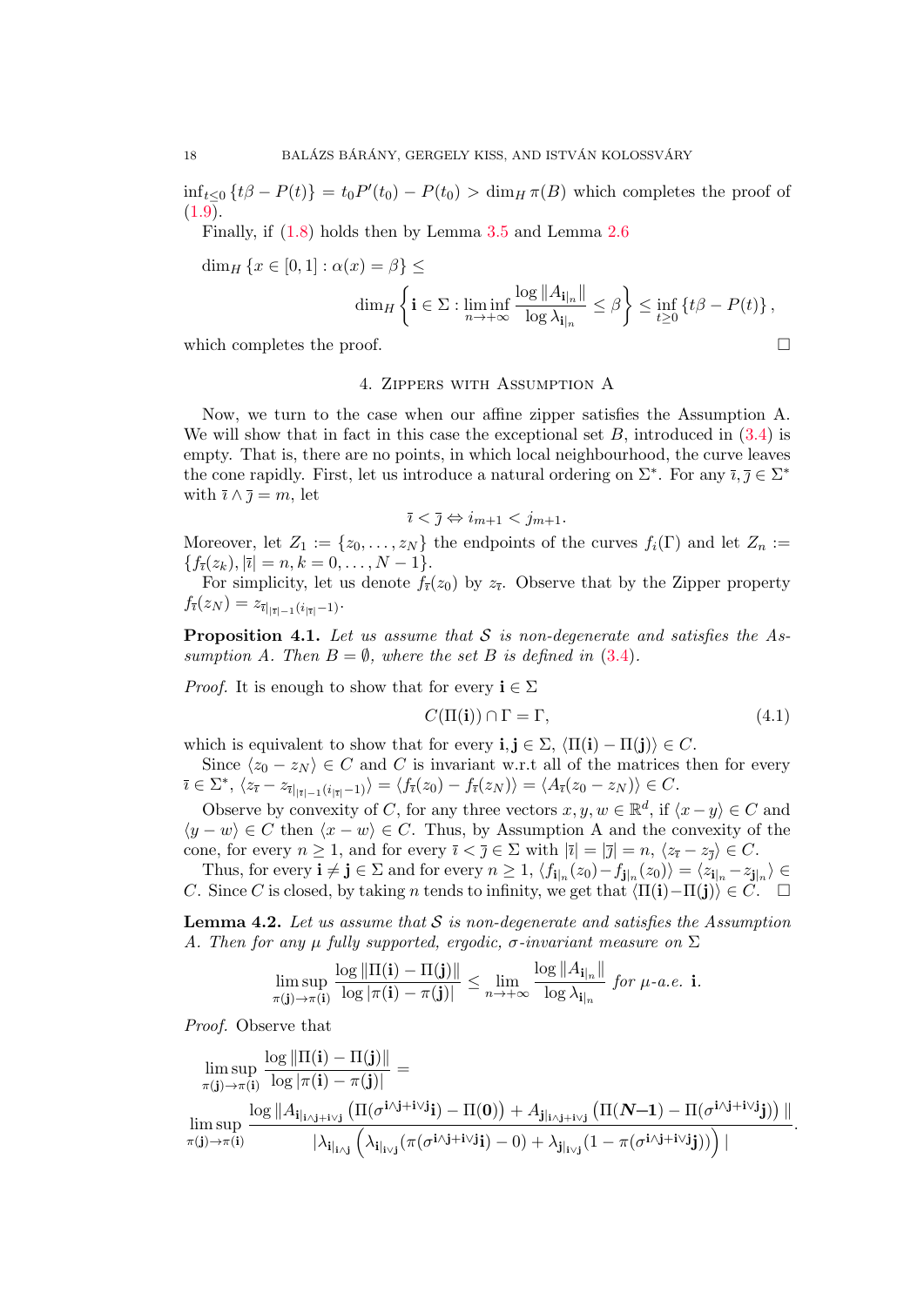$\inf_{t\leq 0}\{t\beta - P(t)\} = t_0P'(t_0) - P(t_0) > \dim_H \pi(B)$ which completes the proof of (1.9).

Finally, if (1.8) holds then by Lemma 3.5 and Lemma 2.6

$$\dim_H\{x\in[0,1]:\alpha(x)=\beta\}\leq$$
$$\dim_H\left\{\mathbf{i}\in\Sigma:\liminf_{n\to+\infty}\frac{\log\|A_{\mathbf{i}|_n}\|}{\log\lambda_{\mathbf{i}|_n}}\leq\beta\right\}\leq\inf_{t\geq 0}\{t\beta-P(t)\},$$

which completes the proof. $\square$

## 4. Zippers with Assumption A

Now, we turn to the case when our affine zipper satisfies the Assumption A. We will show that in fact in this case the exceptional set $B$, introduced in (3.4) is empty. That is, there are no points, in which local neighbourhood, the curve leaves the cone rapidly. First, let us introduce a natural ordering on $\Sigma^*$. For any $\bar\imath,\bar\jmath\in\Sigma^*$ with $\bar\imath\wedge\bar\jmath=m$, let

$$\bar\imath<\bar\jmath\Leftrightarrow i_{m+1}<j_{m+1}.$$

Moreover, let $Z_1:=\{z_0,\dots,z_N\}$ the endpoints of the curves $f_i(\Gamma)$ and let $Z_n:=\{f_{\bar\imath}(z_k),|\bar\imath|=n,k=0,\dots,N-1\}$.

For simplicity, let us denote $f_{\bar\imath}(z_0)$ by $z_{\bar\imath}$. Observe that by the Zipper property $f_{\bar\imath}(z_N)=z_{\bar\imath|_{|\bar\imath|-1}(i_{|\bar\imath|}-1)}$.

**Proposition 4.1.** *Let us assume that $\mathcal{S}$ is non-degenerate and satisfies the Assumption A. Then $B=\emptyset$, where the set $B$ is defined in (3.4).*

*Proof.* It is enough to show that for every $\mathbf{i}\in\Sigma$

$$C(\Pi(\mathbf{i}))\cap\Gamma=\Gamma, \tag{4.1}$$

which is equivalent to show that for every $\mathbf{i},\mathbf{j}\in\Sigma$, $\langle\Pi(\mathbf{i})-\Pi(\mathbf{j})\rangle\in C$.

Since $\langle z_0-z_N\rangle\in C$ and $C$ is invariant w.r.t all of the matrices then for every $\bar\imath\in\Sigma^*$, $\langle z_{\bar\imath}-z_{\bar\imath|_{|\bar\imath|-1}(i_{|\bar\imath|}-1)}\rangle=\langle f_{\bar\imath}(z_0)-f_{\bar\imath}(z_N)\rangle=\langle A_{\bar\imath}(z_0-z_N)\rangle\in C$.

Observe by convexity of $C$, for any three vectors $x,y,w\in\mathbb{R}^d$, if $\langle x-y\rangle\in C$ and $\langle y-w\rangle\in C$ then $\langle x-w\rangle\in C$. Thus, by Assumption A and the convexity of the cone, for every $n\geq 1$, and for every $\bar\imath<\bar\jmath\in\Sigma$ with $|\bar\imath|=|\bar\jmath|=n$, $\langle z_{\bar\imath}-z_{\bar\jmath}\rangle\in C$.

Thus, for every $\mathbf{i}\neq\mathbf{j}\in\Sigma$ and for every $n\geq 1$, $\langle f_{\mathbf{i}|_n}(z_0)-f_{\mathbf{j}|_n}(z_0)\rangle=\langle z_{\mathbf{i}|_n}-z_{\mathbf{j}|_n}\rangle\in C$. Since $C$ is closed, by taking $n$ tends to infinity, we get that $\langle\Pi(\mathbf{i})-\Pi(\mathbf{j})\rangle\in C$. $\square$

**Lemma 4.2.** *Let us assume that $\mathcal{S}$ is non-degenerate and satisfies the Assumption A. Then for any $\mu$ fully supported, ergodic, $\sigma$-invariant measure on $\Sigma$*

$$\limsup_{\pi(\mathbf{j})\to\pi(\mathbf{i})}\frac{\log\|\Pi(\mathbf{i})-\Pi(\mathbf{j})\|}{\log|\pi(\mathbf{i})-\pi(\mathbf{j})|}\leq\lim_{n\to+\infty}\frac{\log\|A_{\mathbf{i}|_n}\|}{\log\lambda_{\mathbf{i}|_n}}\text{ for }\mu\text{-a.e. }\mathbf{i}.$$

*Proof.* Observe that

$$\limsup_{\pi(\mathbf{j})\to\pi(\mathbf{i})}\frac{\log\|\Pi(\mathbf{i})-\Pi(\mathbf{j})\|}{\log|\pi(\mathbf{i})-\pi(\mathbf{j})|}=$$
$$\limsup_{\pi(\mathbf{j})\to\pi(\mathbf{i})}\frac{\log\left\|A_{\mathbf{i}|_{\mathbf{i}\wedge\mathbf{j}+\mathbf{i}\vee\mathbf{j}}}\left(\Pi(\sigma^{\mathbf{i}\wedge\mathbf{j}+\mathbf{i}\vee\mathbf{j}}\mathbf{i})-\Pi(\mathbf{0})\right)+A_{\mathbf{j}|_{\mathbf{i}\wedge\mathbf{j}+\mathbf{i}\vee\mathbf{j}}}\left(\Pi(\boldsymbol{N-1})-\Pi(\sigma^{\mathbf{i}\wedge\mathbf{j}+\mathbf{i}\vee\mathbf{j}}\mathbf{j})\right)\right\|}{\left|\lambda_{\mathbf{i}|_{\mathbf{i}\wedge\mathbf{j}}}\left(\lambda_{\mathbf{i}|_{\mathbf{i}\vee\mathbf{j}}}(\pi(\sigma^{\mathbf{i}\wedge\mathbf{j}+\mathbf{i}\vee\mathbf{j}}\mathbf{i})-0)+\lambda_{\mathbf{j}|_{\mathbf{i}\vee\mathbf{j}}}(1-\pi(\sigma^{\mathbf{i}\wedge\mathbf{j}+\mathbf{i}\vee\mathbf{j}}\mathbf{j}))\right)\right|}.$$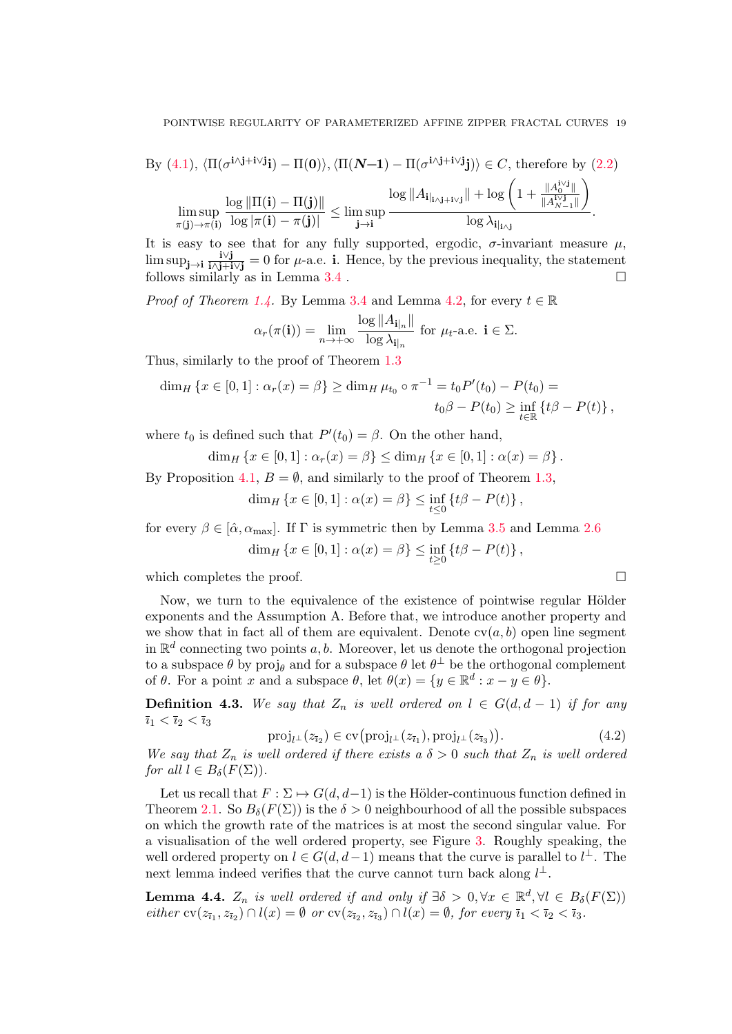By (4.1), $\langle \Pi(\sigma^{\mathbf{i}\wedge\mathbf{j}+\mathbf{i}\vee\mathbf{j}}\mathbf{i}) - \Pi(\mathbf{0})\rangle, \langle \Pi(\boldsymbol{N{-}1}) - \Pi(\sigma^{\mathbf{i}\wedge\mathbf{j}+\mathbf{i}\vee\mathbf{j}}\mathbf{j})\rangle \in C$, therefore by (2.2)

$$\limsup_{\pi(\mathbf{j})\to\pi(\mathbf{i})} \frac{\log\|\Pi(\mathbf{i}) - \Pi(\mathbf{j})\|}{\log|\pi(\mathbf{i}) - \pi(\mathbf{j})|} \leq \limsup_{\mathbf{j}\to\mathbf{i}} \frac{\log\|A_{\mathbf{i}|_{\mathbf{i}\wedge\mathbf{j}+\mathbf{i}\vee\mathbf{j}}}\| + \log\left(1 + \frac{\|A_0^{\mathbf{i}\vee\mathbf{j}}\|}{\|A_{N-1}^{\mathbf{i}\vee\mathbf{j}}\|}\right)}{\log\lambda_{\mathbf{i}|_{\mathbf{i}\wedge\mathbf{j}}}}.$$

It is easy to see that for any fully supported, ergodic, $\sigma$-invariant measure $\mu$, $\limsup_{\mathbf{j}\to\mathbf{i}} \frac{\mathbf{i}\vee\mathbf{j}}{\mathbf{i}\wedge\mathbf{j}+\mathbf{i}\vee\mathbf{j}} = 0$ for $\mu$-a.e. $\mathbf{i}$. Hence, by the previous inequality, the statement follows similarly as in Lemma 3.4 . □

*Proof of Theorem 1.4.* By Lemma 3.4 and Lemma 4.2, for every $t \in \mathbb{R}$

$$\alpha_r(\pi(\mathbf{i})) = \lim_{n\to+\infty} \frac{\log\|A_{\mathbf{i}|_n}\|}{\log\lambda_{\mathbf{i}|_n}} \text{ for } \mu_t\text{-a.e. } \mathbf{i} \in \Sigma.$$

Thus, similarly to the proof of Theorem 1.3

$$\dim_H\{x \in [0,1] : \alpha_r(x) = \beta\} \geq \dim_H \mu_{t_0} \circ \pi^{-1} = t_0 P'(t_0) - P(t_0) =$$
$$t_0\beta - P(t_0) \geq \inf_{t\in\mathbb{R}}\{t\beta - P(t)\},$$

where $t_0$ is defined such that $P'(t_0) = \beta$. On the other hand,

$$\dim_H\{x \in [0,1] : \alpha_r(x) = \beta\} \leq \dim_H\{x \in [0,1] : \alpha(x) = \beta\}.$$

By Proposition 4.1, $B = \emptyset$, and similarly to the proof of Theorem 1.3,

$$\dim_H\{x \in [0,1] : \alpha(x) = \beta\} \leq \inf_{t\leq 0}\{t\beta - P(t)\},$$

for every $\beta \in [\hat{\alpha}, \alpha_{\max}]$. If $\Gamma$ is symmetric then by Lemma 3.5 and Lemma 2.6

$$\dim_H\{x \in [0,1] : \alpha(x) = \beta\} \leq \inf_{t\geq 0}\{t\beta - P(t)\},$$

which completes the proof. □

Now, we turn to the equivalence of the existence of pointwise regular Hölder exponents and the Assumption A. Before that, we introduce another property and we show that in fact all of them are equivalent. Denote $\mathrm{cv}(a,b)$ open line segment in $\mathbb{R}^d$ connecting two points $a,b$. Moreover, let us denote the orthogonal projection to a subspace $\theta$ by $\mathrm{proj}_\theta$ and for a subspace $\theta$ let $\theta^\perp$ be the orthogonal complement of $\theta$. For a point $x$ and a subspace $\theta$, let $\theta(x) = \{y \in \mathbb{R}^d : x - y \in \theta\}$.

**Definition 4.3.** *We say that $Z_n$ is well ordered on $l \in G(d,d-1)$ if for any $\bar{\imath}_1 < \bar{\imath}_2 < \bar{\imath}_3$*

$$\mathrm{proj}_{l^\perp}(z_{\bar{\imath}_2}) \in \mathrm{cv}\big(\mathrm{proj}_{l^\perp}(z_{\bar{\imath}_1}), \mathrm{proj}_{l^\perp}(z_{\bar{\imath}_3})\big). \tag{4.2}$$

*We say that $Z_n$ is well ordered if there exists a $\delta > 0$ such that $Z_n$ is well ordered for all $l \in B_\delta(F(\Sigma))$.*

Let us recall that $F : \Sigma \mapsto G(d,d-1)$ is the Hölder-continuous function defined in Theorem 2.1. So $B_\delta(F(\Sigma))$ is the $\delta > 0$ neighbourhood of all the possible subspaces on which the growth rate of the matrices is at most the second singular value. For a visualisation of the well ordered property, see Figure 3. Roughly speaking, the well ordered property on $l \in G(d,d-1)$ means that the curve is parallel to $l^\perp$. The next lemma indeed verifies that the curve cannot turn back along $l^\perp$.

**Lemma 4.4.** *$Z_n$ is well ordered if and only if $\exists\delta > 0, \forall x \in \mathbb{R}^d, \forall l \in B_\delta(F(\Sigma))$ either $\mathrm{cv}(z_{\bar{\imath}_1}, z_{\bar{\imath}_2}) \cap l(x) = \emptyset$ or $\mathrm{cv}(z_{\bar{\imath}_2}, z_{\bar{\imath}_3}) \cap l(x) = \emptyset$, for every $\bar{\imath}_1 < \bar{\imath}_2 < \bar{\imath}_3$.*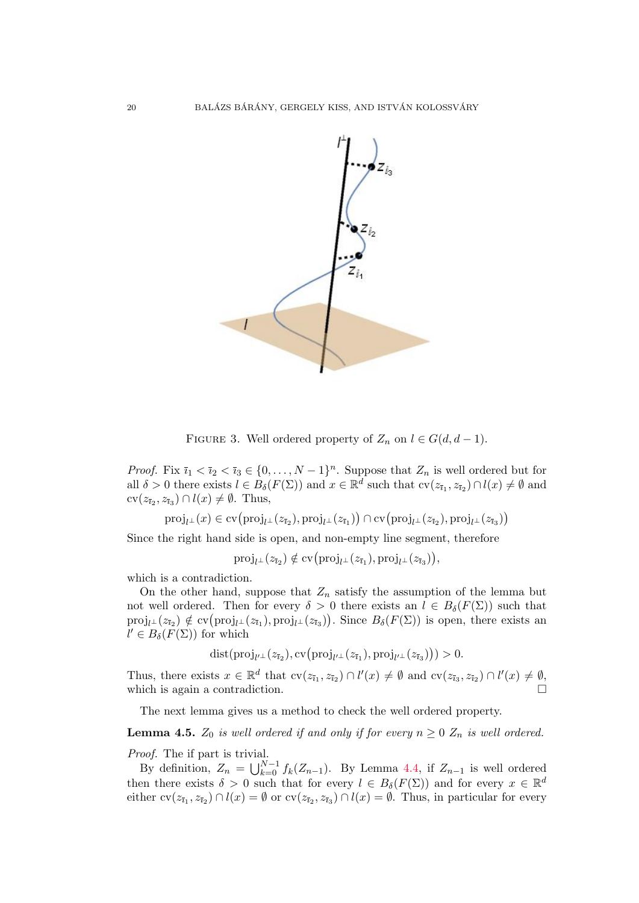FIGURE 3. Well ordered property of $Z_n$ on $l \in G(d, d-1)$.

*Proof.* Fix $\bar{\imath}_1 < \bar{\imath}_2 < \bar{\imath}_3 \in \{0, \ldots, N-1\}^n$. Suppose that $Z_n$ is well ordered but for all $\delta > 0$ there exists $l \in B_\delta(F(\Sigma))$ and $x \in \mathbb{R}^d$ such that $\mathrm{cv}(z_{\bar{\imath}_1}, z_{\bar{\imath}_2}) \cap l(x) \neq \emptyset$ and $\mathrm{cv}(z_{\bar{\imath}_2}, z_{\bar{\imath}_3}) \cap l(x) \neq \emptyset$. Thus,

$$\mathrm{proj}_{l^\perp}(x) \in \mathrm{cv}\big(\mathrm{proj}_{l^\perp}(z_{\bar{\imath}_2}), \mathrm{proj}_{l^\perp}(z_{\bar{\imath}_1})\big) \cap \mathrm{cv}\big(\mathrm{proj}_{l^\perp}(z_{\bar{\imath}_2}), \mathrm{proj}_{l^\perp}(z_{\bar{\imath}_3})\big)$$

Since the right hand side is open, and non-empty line segment, therefore

$$\mathrm{proj}_{l^\perp}(z_{\bar{\imath}_2}) \notin \mathrm{cv}\big(\mathrm{proj}_{l^\perp}(z_{\bar{\imath}_1}), \mathrm{proj}_{l^\perp}(z_{\bar{\imath}_3})\big),$$

which is a contradiction.

On the other hand, suppose that $Z_n$ satisfy the assumption of the lemma but not well ordered. Then for every $\delta > 0$ there exists an $l \in B_\delta(F(\Sigma))$ such that $\mathrm{proj}_{l^\perp}(z_{\bar{\imath}_2}) \notin \mathrm{cv}\big(\mathrm{proj}_{l^\perp}(z_{\bar{\imath}_1}), \mathrm{proj}_{l^\perp}(z_{\bar{\imath}_3})\big)$. Since $B_\delta(F(\Sigma))$ is open, there exists an $l' \in B_\delta(F(\Sigma))$ for which

$$\mathrm{dist}(\mathrm{proj}_{l'^\perp}(z_{\bar{\imath}_2}), \mathrm{cv}\big(\mathrm{proj}_{l'^\perp}(z_{\bar{\imath}_1}), \mathrm{proj}_{l'^\perp}(z_{\bar{\imath}_3})\big)) > 0.$$

Thus, there exists $x \in \mathbb{R}^d$ that $\mathrm{cv}(z_{\bar{\imath}_1}, z_{\bar{\imath}_2}) \cap l'(x) \neq \emptyset$ and $\mathrm{cv}(z_{\bar{\imath}_3}, z_{\bar{\imath}_2}) \cap l'(x) \neq \emptyset$, which is again a contradiction. □

The next lemma gives us a method to check the well ordered property.

**Lemma 4.5.** *$Z_0$ is well ordered if and only if for every $n \geq 0$ $Z_n$ is well ordered.*

*Proof.* The if part is trivial.

By definition, $Z_n = \bigcup_{k=0}^{N-1} f_k(Z_{n-1})$. By Lemma 4.4, if $Z_{n-1}$ is well ordered then there exists $\delta > 0$ such that for every $l \in B_\delta(F(\Sigma))$ and for every $x \in \mathbb{R}^d$ either $\mathrm{cv}(z_{\bar{\imath}_1}, z_{\bar{\imath}_2}) \cap l(x) = \emptyset$ or $\mathrm{cv}(z_{\bar{\imath}_2}, z_{\bar{\imath}_3}) \cap l(x) = \emptyset$. Thus, in particular for every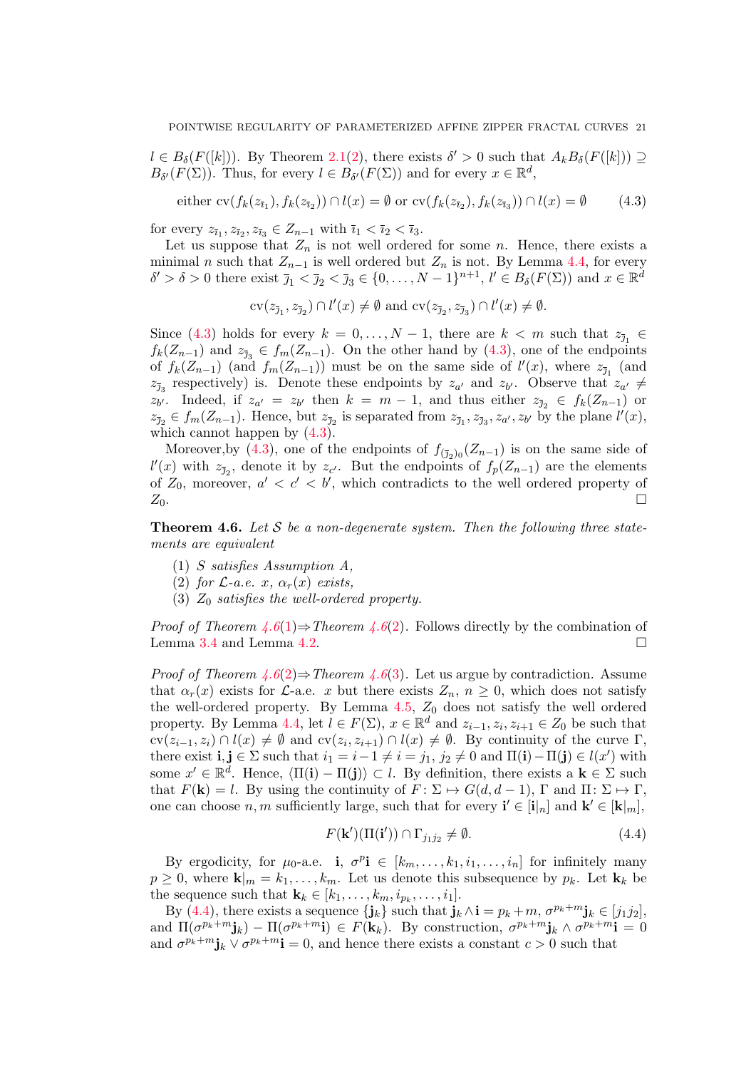$l \in B_\delta(F([k]))$. By Theorem 2.1(2), there exists $\delta' > 0$ such that $A_k B_\delta(F([k])) \supseteq B_{\delta'}(F(\Sigma))$. Thus, for every $l \in B_{\delta'}(F(\Sigma))$ and for every $x \in \mathbb{R}^d$,

$$\text{either } \mathrm{cv}(f_k(z_{\bar{\imath}_1}), f_k(z_{\bar{\imath}_2})) \cap l(x) = \emptyset \text{ or } \mathrm{cv}(f_k(z_{\bar{\imath}_2}), f_k(z_{\bar{\imath}_3})) \cap l(x) = \emptyset \tag{4.3}$$

for every $z_{\bar{\imath}_1}, z_{\bar{\imath}_2}, z_{\bar{\imath}_3} \in Z_{n-1}$ with $\bar{\imath}_1 < \bar{\imath}_2 < \bar{\imath}_3$.

Let us suppose that $Z_n$ is not well ordered for some $n$. Hence, there exists a minimal $n$ such that $Z_{n-1}$ is well ordered but $Z_n$ is not. By Lemma 4.4, for every $\delta' > \delta > 0$ there exist $\bar{\jmath}_1 < \bar{\jmath}_2 < \bar{\jmath}_3 \in \{0, \dots, N-1\}^{n+1}$, $l' \in B_\delta(F(\Sigma))$ and $x \in \mathbb{R}^d$

$$\mathrm{cv}(z_{\bar{\jmath}_1}, z_{\bar{\jmath}_2}) \cap l'(x) \neq \emptyset \text{ and } \mathrm{cv}(z_{\bar{\jmath}_2}, z_{\bar{\jmath}_3}) \cap l'(x) \neq \emptyset.$$

Since (4.3) holds for every $k = 0, \dots, N-1$, there are $k < m$ such that $z_{\bar{\jmath}_1} \in f_k(Z_{n-1})$ and $z_{\bar{\jmath}_3} \in f_m(Z_{n-1})$. On the other hand by (4.3), one of the endpoints of $f_k(Z_{n-1})$ (and $f_m(Z_{n-1})$) must be on the same side of $l'(x)$, where $z_{\bar{\jmath}_1}$ (and $z_{\bar{\jmath}_3}$ respectively) is. Denote these endpoints by $z_{a'}$ and $z_{b'}$. Observe that $z_{a'} \neq z_{b'}$. Indeed, if $z_{a'} = z_{b'}$ then $k = m - 1$, and thus either $z_{\bar{\jmath}_2} \in f_k(Z_{n-1})$ or $z_{\bar{\jmath}_2} \in f_m(Z_{n-1})$. Hence, but $z_{\bar{\jmath}_2}$ is separated from $z_{\bar{\jmath}_1}, z_{\bar{\jmath}_3}, z_{a'}, z_{b'}$ by the plane $l'(x)$, which cannot happen by (4.3).

Moreover,by (4.3), one of the endpoints of $f_{(\bar{\jmath}_2)_0}(Z_{n-1})$ is on the same side of $l'(x)$ with $z_{\bar{\jmath}_2}$, denote it by $z_{c'}$. But the endpoints of $f_p(Z_{n-1})$ are the elements of $Z_0$, moreover, $a' < c' < b'$, which contradicts to the well ordered property of $Z_0$. $\square$

**Theorem 4.6.** *Let $\mathcal{S}$ be a non-degenerate system. Then the following three statements are equivalent*

1. *$\mathcal{S}$ satisfies Assumption A,*
2. *for $\mathcal{L}$-a.e. $x$, $\alpha_r(x)$ exists,*
3. *$Z_0$ satisfies the well-ordered property.*

*Proof of Theorem 4.6(1)⇒Theorem 4.6(2).* Follows directly by the combination of Lemma 3.4 and Lemma 4.2. $\square$

*Proof of Theorem 4.6(2)⇒Theorem 4.6(3).* Let us argue by contradiction. Assume that $\alpha_r(x)$ exists for $\mathcal{L}$-a.e. $x$ but there exists $Z_n$, $n \geq 0$, which does not satisfy the well-ordered property. By Lemma 4.5, $Z_0$ does not satisfy the well ordered property. By Lemma 4.4, let $l \in F(\Sigma)$, $x \in \mathbb{R}^d$ and $z_{i-1}, z_i, z_{i+1} \in Z_0$ be such that $\mathrm{cv}(z_{i-1}, z_i) \cap l(x) \neq \emptyset$ and $\mathrm{cv}(z_i, z_{i+1}) \cap l(x) \neq \emptyset$. By continuity of the curve $\Gamma$, there exist $\mathbf{i}, \mathbf{j} \in \Sigma$ such that $i_1 = i - 1 \neq i = j_1$, $j_2 \neq 0$ and $\Pi(\mathbf{i}) - \Pi(\mathbf{j}) \in l(x')$ with some $x' \in \mathbb{R}^d$. Hence, $\langle \Pi(\mathbf{i}) - \Pi(\mathbf{j}) \rangle \subset l$. By definition, there exists a $\mathbf{k} \in \Sigma$ such that $F(\mathbf{k}) = l$. By using the continuity of $F\colon \Sigma \mapsto G(d, d-1)$, $\Gamma$ and $\Pi\colon \Sigma \mapsto \Gamma$, one can choose $n, m$ sufficiently large, such that for every $\mathbf{i}' \in [\mathbf{i}|_n]$ and $\mathbf{k}' \in [\mathbf{k}|_m]$,

$$F(\mathbf{k}')(\Pi(\mathbf{i}')) \cap \Gamma_{j_1 j_2} \neq \emptyset. \tag{4.4}$$

By ergodicity, for $\mu_0$-a.e. $\mathbf{i}$, $\sigma^p \mathbf{i} \in [k_m, \dots, k_1, i_1, \dots, i_n]$ for infinitely many $p \geq 0$, where $\mathbf{k}|_m = k_1, \dots, k_m$. Let us denote this subsequence by $p_k$. Let $\mathbf{k}_k$ be the sequence such that $\mathbf{k}_k \in [k_1, \dots, k_m, i_{p_k}, \dots, i_1]$.

By (4.4), there exists a sequence $\{\mathbf{j}_k\}$ such that $\mathbf{j}_k \wedge \mathbf{i} = p_k + m$, $\sigma^{p_k+m}\mathbf{j}_k \in [j_1 j_2]$, and $\Pi(\sigma^{p_k+m}\mathbf{j}_k) - \Pi(\sigma^{p_k+m}\mathbf{i}) \in F(\mathbf{k}_k)$. By construction, $\sigma^{p_k+m}\mathbf{j}_k \wedge \sigma^{p_k+m}\mathbf{i} = 0$ and $\sigma^{p_k+m}\mathbf{j}_k \vee \sigma^{p_k+m}\mathbf{i} = 0$, and hence there exists a constant $c > 0$ such that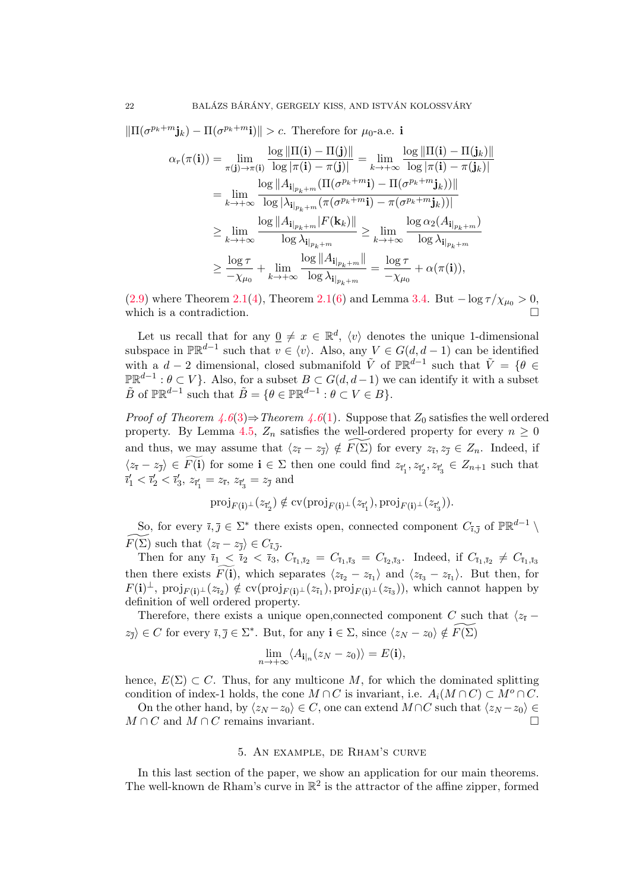$\|\Pi(\sigma^{p_k+m}\mathbf{j}_k) - \Pi(\sigma^{p_k+m}\mathbf{i})\| > c$. Therefore for $\mu_0$-a.e. $\mathbf{i}$

$$
\begin{aligned}
\alpha_r(\pi(\mathbf{i})) &= \lim_{\pi(\mathbf{j})\to\pi(\mathbf{i})} \frac{\log\|\Pi(\mathbf{i})-\Pi(\mathbf{j})\|}{\log|\pi(\mathbf{i})-\pi(\mathbf{j})|} = \lim_{k\to+\infty} \frac{\log\|\Pi(\mathbf{i})-\Pi(\mathbf{j}_k)\|}{\log|\pi(\mathbf{i})-\pi(\mathbf{j}_k)|} \\
&= \lim_{k\to+\infty} \frac{\log\|A_{\mathbf{i}|_{p_k+m}}(\Pi(\sigma^{p_k+m}\mathbf{i})-\Pi(\sigma^{p_k+m}\mathbf{j}_k))\|}{\log|\lambda_{\mathbf{i}|_{p_k+m}}(\pi(\sigma^{p_k+m}\mathbf{i})-\pi(\sigma^{p_k+m}\mathbf{j}_k))|} \\
&\geq \lim_{k\to+\infty} \frac{\log\|A_{\mathbf{i}|_{p_k+m}}|F(\mathbf{k}_k)\|}{\log\lambda_{\mathbf{i}|_{p_k+m}}} \geq \lim_{k\to+\infty} \frac{\log\alpha_2(A_{\mathbf{i}|_{p_k+m}})}{\log\lambda_{\mathbf{i}|_{p_k+m}}} \\
&\geq \frac{\log\tau}{-\chi_{\mu_0}} + \lim_{k\to+\infty} \frac{\log\|A_{\mathbf{i}|_{p_k+m}}\|}{\log\lambda_{\mathbf{i}|_{p_k+m}}} = \frac{\log\tau}{-\chi_{\mu_0}} + \alpha(\pi(\mathbf{i})),
\end{aligned}
$$

(2.9) where Theorem 2.1(4), Theorem 2.1(6) and Lemma 3.4. But $-\log\tau/\chi_{\mu_0} > 0$, which is a contradiction. □

Let us recall that for any $\underline{0} \neq x \in \mathbb{R}^d$, $\langle v\rangle$ denotes the unique 1-dimensional subspace in $\mathbb{PR}^{d-1}$ such that $v \in \langle v\rangle$. Also, any $V \in G(d, d-1)$ can be identified with a $d-2$ dimensional, closed submanifold $\tilde{V}$ of $\mathbb{PR}^{d-1}$ such that $\tilde{V} = \{\theta \in \mathbb{PR}^{d-1} : \theta \subset V\}$. Also, for a subset $B \subset G(d, d-1)$ we can identify it with a subset $\tilde{B}$ of $\mathbb{PR}^{d-1}$ such that $\tilde{B} = \{\theta \in \mathbb{PR}^{d-1} : \theta \subset V \in B\}$.

*Proof of Theorem 4.6(3)⇒Theorem 4.6(1).* Suppose that $Z_0$ satisfies the well ordered property. By Lemma 4.5, $Z_n$ satisfies the well-ordered property for every $n \geq 0$ and thus, we may assume that $\langle z_{\bar{\imath}} - z_{\bar{\jmath}}\rangle \notin \widetilde{F(\Sigma)}$ for every $z_{\bar{\imath}}, z_{\bar{\jmath}} \in Z_n$. Indeed, if $\langle z_{\bar{\imath}} - z_{\bar{\jmath}}\rangle \in \widetilde{F(\mathbf{i})}$ for some $\mathbf{i} \in \Sigma$ then one could find $z_{\bar{\imath}'_1}, z_{\bar{\imath}'_2}, z_{\bar{\imath}'_3} \in Z_{n+1}$ such that $\bar{\imath}'_1 < \bar{\imath}'_2 < \bar{\imath}'_3$, $z_{\bar{\imath}'_1} = z_{\bar{\imath}}$, $z_{\bar{\imath}'_3} = z_{\bar{\jmath}}$ and

$$\mathrm{proj}_{F(\mathbf{i})^\perp}(z_{\bar{\imath}'_2}) \notin \mathrm{cv}(\mathrm{proj}_{F(\mathbf{i})^\perp}(z_{\bar{\imath}'_1}), \mathrm{proj}_{F(\mathbf{i})^\perp}(z_{\bar{\imath}'_3})).$$

So, for every $\bar{\imath}, \bar{\jmath} \in \Sigma^*$ there exists open, connected component $C_{\bar{\imath},\bar{\jmath}}$ of $\mathbb{PR}^{d-1} \setminus \widetilde{F(\Sigma)}$ such that $\langle z_{\bar{\imath}} - z_{\bar{\jmath}}\rangle \in C_{\bar{\imath},\bar{\jmath}}$.

Then for any $\bar{\imath}_1 < \bar{\imath}_2 < \bar{\imath}_3$, $C_{\bar{\imath}_1,\bar{\imath}_2} = C_{\bar{\imath}_1,\bar{\imath}_3} = C_{\bar{\imath}_2,\bar{\imath}_3}$. Indeed, if $C_{\bar{\imath}_1,\bar{\imath}_2} \neq C_{\bar{\imath}_1,\bar{\imath}_3}$ then there exists $\widetilde{F(\mathbf{i})}$, which separates $\langle z_{\bar{\imath}_2} - z_{\bar{\imath}_1}\rangle$ and $\langle z_{\bar{\imath}_3} - z_{\bar{\imath}_1}\rangle$. But then, for $F(\mathbf{i})^\perp$, $\mathrm{proj}_{F(\mathbf{i})^\perp}(z_{\bar{\imath}_2}) \notin \mathrm{cv}(\mathrm{proj}_{F(\mathbf{i})^\perp}(z_{\bar{\imath}_1}), \mathrm{proj}_{F(\mathbf{i})^\perp}(z_{\bar{\imath}_3}))$, which cannot happen by definition of well ordered property.

Therefore, there exists a unique open,connected component $C$ such that $\langle z_{\bar{\imath}} - z_{\bar{\jmath}}\rangle \in C$ for every $\bar{\imath}, \bar{\jmath} \in \Sigma^*$. But, for any $\mathbf{i} \in \Sigma$, since $\langle z_N - z_0\rangle \notin \widetilde{F(\Sigma)}$

$$\lim_{n\to+\infty} \langle A_{\mathbf{i}|_n}(z_N - z_0)\rangle = E(\mathbf{i}),$$

hence, $E(\Sigma) \subset C$. Thus, for any multicone $M$, for which the dominated splitting condition of index-1 holds, the cone $M \cap C$ is invariant, i.e. $A_i(M \cap C) \subset M^o \cap C$.

On the other hand, by $\langle z_N - z_0\rangle \in C$, one can extend $M \cap C$ such that $\langle z_N - z_0\rangle \in M \cap C$ and $M \cap C$ remains invariant. □

## 5. An example, de Rham's curve

In this last section of the paper, we show an application for our main theorems. The well-known de Rham's curve in $\mathbb{R}^2$ is the attractor of the affine zipper, formed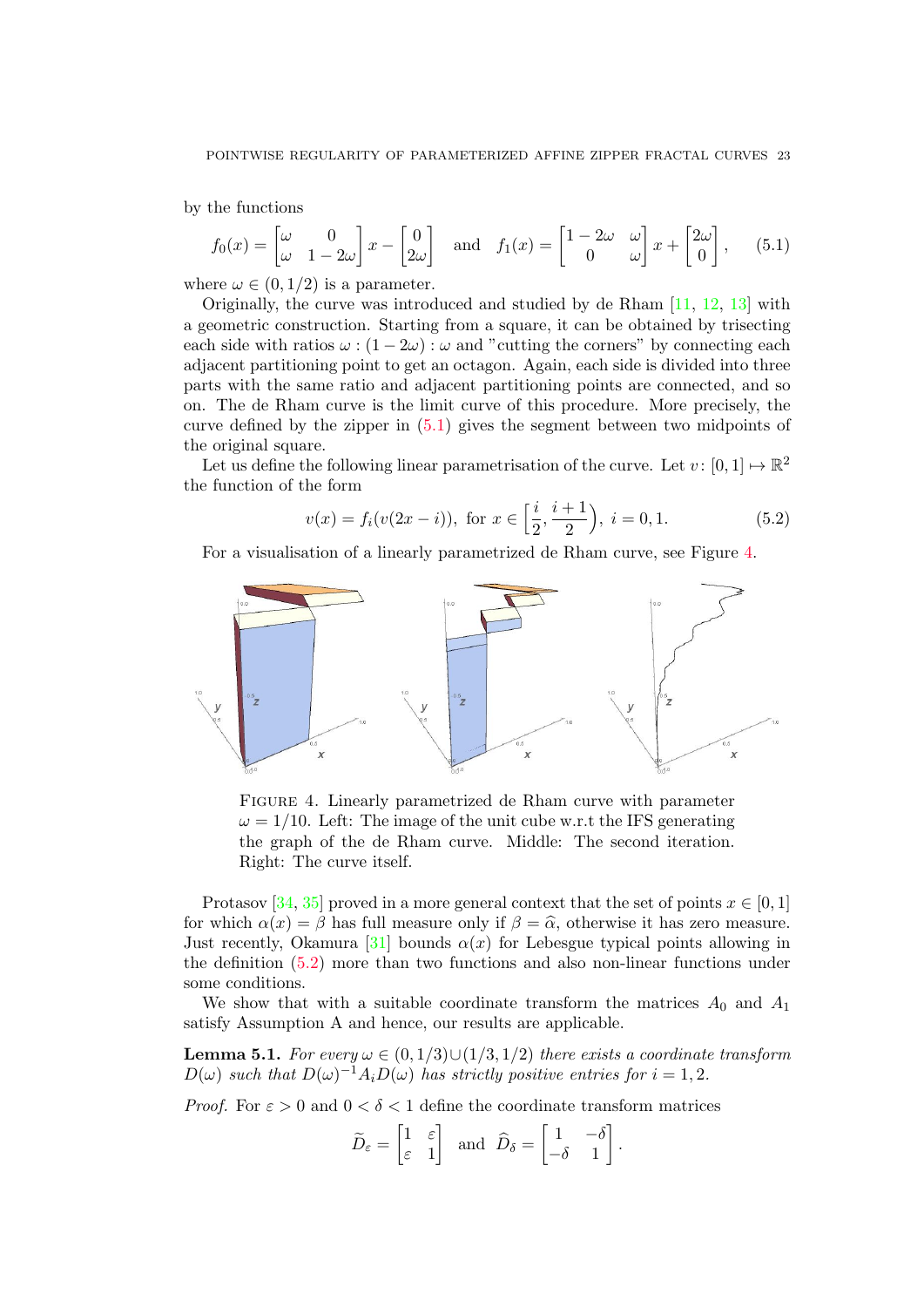by the functions

$$f_0(x) = \begin{bmatrix} \omega & 0 \\ \omega & 1-2\omega \end{bmatrix} x - \begin{bmatrix} 0 \\ 2\omega \end{bmatrix} \quad \text{and} \quad f_1(x) = \begin{bmatrix} 1-2\omega & \omega \\ 0 & \omega \end{bmatrix} x + \begin{bmatrix} 2\omega \\ 0 \end{bmatrix}, \tag{5.1}$$

where $\omega \in (0, 1/2)$ is a parameter.

Originally, the curve was introduced and studied by de Rham [11, 12, 13] with a geometric construction. Starting from a square, it can be obtained by trisecting each side with ratios $\omega : (1-2\omega) : \omega$ and "cutting the corners" by connecting each adjacent partitioning point to get an octagon. Again, each side is divided into three parts with the same ratio and adjacent partitioning points are connected, and so on. The de Rham curve is the limit curve of this procedure. More precisely, the curve defined by the zipper in (5.1) gives the segment between two midpoints of the original square.

Let us define the following linear parametrisation of the curve. Let $v \colon [0,1] \mapsto \mathbb{R}^2$ the function of the form

$$v(x) = f_i(v(2x-i)), \text{ for } x \in \left[\frac{i}{2}, \frac{i+1}{2}\right), \; i = 0, 1. \tag{5.2}$$

For a visualisation of a linearly parametrized de Rham curve, see Figure 4.

FIGURE 4. Linearly parametrized de Rham curve with parameter $\omega = 1/10$. Left: The image of the unit cube w.r.t the IFS generating the graph of the de Rham curve. Middle: The second iteration. Right: The curve itself.

Protasov [34, 35] proved in a more general context that the set of points $x \in [0,1]$ for which $\alpha(x) = \beta$ has full measure only if $\beta = \widehat{\alpha}$, otherwise it has zero measure. Just recently, Okamura [31] bounds $\alpha(x)$ for Lebesgue typical points allowing in the definition (5.2) more than two functions and also non-linear functions under some conditions.

We show that with a suitable coordinate transform the matrices $A_0$ and $A_1$ satisfy Assumption A and hence, our results are applicable.

**Lemma 5.1.** *For every $\omega \in (0, 1/3) \cup (1/3, 1/2)$ there exists a coordinate transform $D(\omega)$ such that $D(\omega)^{-1} A_i D(\omega)$ has strictly positive entries for $i = 1, 2$.*

*Proof.* For $\varepsilon > 0$ and $0 < \delta < 1$ define the coordinate transform matrices

$$\widetilde{D}_\varepsilon = \begin{bmatrix} 1 & \varepsilon \\ \varepsilon & 1 \end{bmatrix} \quad \text{and} \quad \widehat{D}_\delta = \begin{bmatrix} 1 & -\delta \\ -\delta & 1 \end{bmatrix}.$$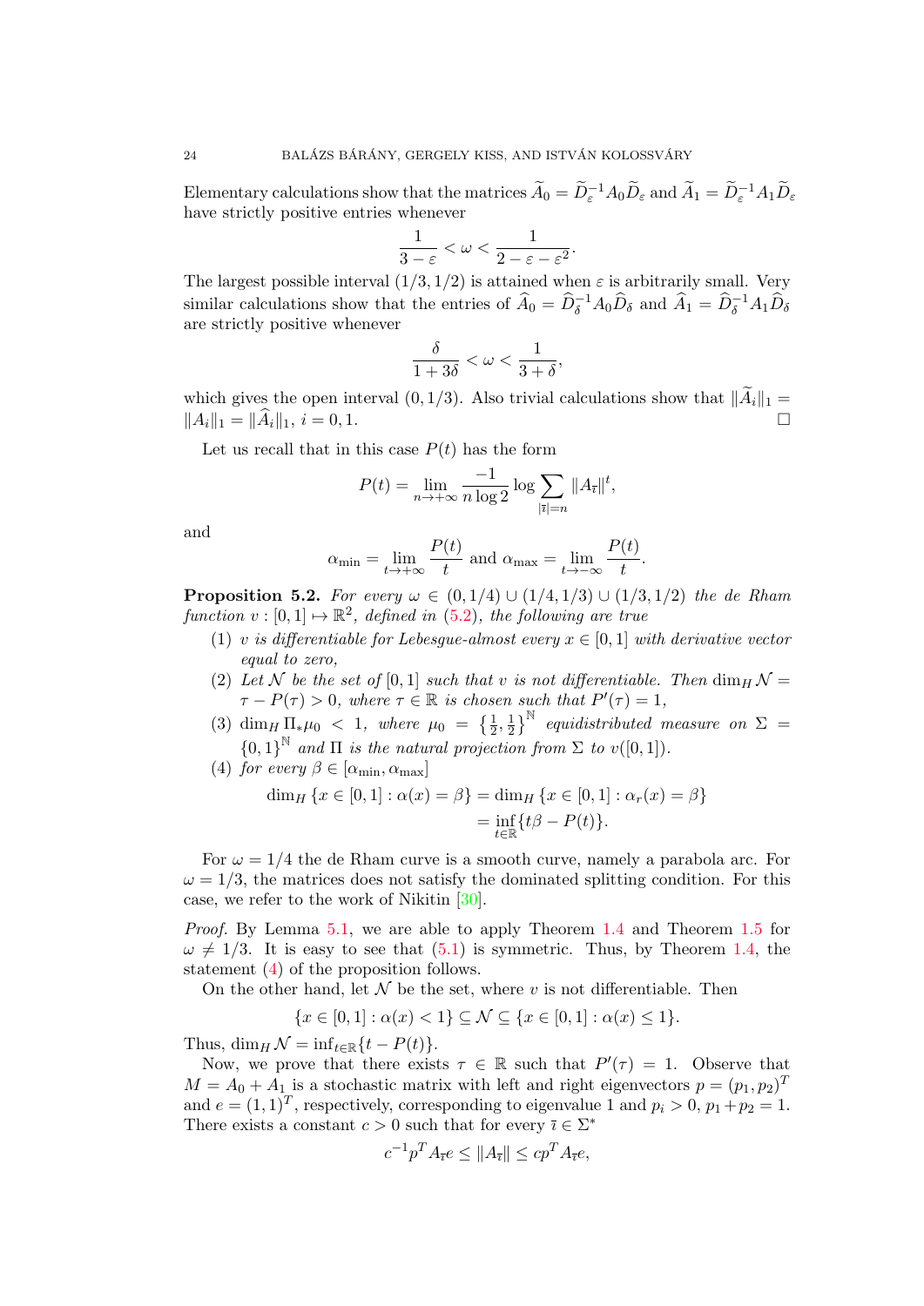Elementary calculations show that the matrices $\widetilde{A}_0 = \widetilde{D}_\varepsilon^{-1} A_0 \widetilde{D}_\varepsilon$ and $\widetilde{A}_1 = \widetilde{D}_\varepsilon^{-1} A_1 \widetilde{D}_\varepsilon$ have strictly positive entries whenever

$$\frac{1}{3-\varepsilon} < \omega < \frac{1}{2-\varepsilon-\varepsilon^2}.$$

The largest possible interval $(1/3, 1/2)$ is attained when $\varepsilon$ is arbitrarily small. Very similar calculations show that the entries of $\widehat{A}_0 = \widehat{D}_\delta^{-1} A_0 \widehat{D}_\delta$ and $\widehat{A}_1 = \widehat{D}_\delta^{-1} A_1 \widehat{D}_\delta$ are strictly positive whenever

$$\frac{\delta}{1+3\delta} < \omega < \frac{1}{3+\delta},$$

which gives the open interval $(0, 1/3)$. Also trivial calculations show that $\|\widetilde{A}_i\|_1 = \|A_i\|_1 = \|\widehat{A}_i\|_1$, $i = 0, 1$. $\square$

Let us recall that in this case $P(t)$ has the form

$$P(t) = \lim_{n\to+\infty} \frac{-1}{n \log 2} \log \sum_{|\overline{\imath}|=n} \|A_{\overline{\imath}}\|^t,$$

and

$$\alpha_{\min} = \lim_{t\to+\infty} \frac{P(t)}{t} \text{ and } \alpha_{\max} = \lim_{t\to-\infty} \frac{P(t)}{t}.$$

**Proposition 5.2.** *For every $\omega \in (0, 1/4) \cup (1/4, 1/3) \cup (1/3, 1/2)$ the de Rham function $v : [0, 1] \mapsto \mathbb{R}^2$, defined in (5.2), the following are true*

1. *$v$ is differentiable for Lebesgue-almost every $x \in [0, 1]$ with derivative vector equal to zero,*
2. *Let $\mathcal{N}$ be the set of $[0, 1]$ such that $v$ is not differentiable. Then $\dim_H \mathcal{N} = \tau - P(\tau) > 0$, where $\tau \in \mathbb{R}$ is chosen such that $P'(\tau) = 1$,*
3. *$\dim_H \Pi_* \mu_0 < 1$, where $\mu_0 = \left\{\frac{1}{2}, \frac{1}{2}\right\}^{\mathbb{N}}$ equidistributed measure on $\Sigma = \{0, 1\}^{\mathbb{N}}$ and $\Pi$ is the natural projection from $\Sigma$ to $v([0, 1])$.*
4. *for every $\beta \in [\alpha_{\min}, \alpha_{\max}]$*

$$\begin{aligned}\dim_H \{x \in [0, 1] : \alpha(x) = \beta\} &= \dim_H \{x \in [0, 1] : \alpha_r(x) = \beta\} \\ &= \inf_{t\in\mathbb{R}} \{t\beta - P(t)\}.\end{aligned}$$

For $\omega = 1/4$ the de Rham curve is a smooth curve, namely a parabola arc. For $\omega = 1/3$, the matrices does not satisfy the dominated splitting condition. For this case, we refer to the work of Nikitin [30].

*Proof.* By Lemma 5.1, we are able to apply Theorem 1.4 and Theorem 1.5 for $\omega \neq 1/3$. It is easy to see that (5.1) is symmetric. Thus, by Theorem 1.4, the statement (4) of the proposition follows.

On the other hand, let $\mathcal{N}$ be the set, where $v$ is not differentiable. Then

$$\{x \in [0, 1] : \alpha(x) < 1\} \subseteq \mathcal{N} \subseteq \{x \in [0, 1] : \alpha(x) \leq 1\}.$$

Thus, $\dim_H \mathcal{N} = \inf_{t\in\mathbb{R}} \{t - P(t)\}$.

Now, we prove that there exists $\tau \in \mathbb{R}$ such that $P'(\tau) = 1$. Observe that $M = A_0 + A_1$ is a stochastic matrix with left and right eigenvectors $p = (p_1, p_2)^T$ and $e = (1, 1)^T$, respectively, corresponding to eigenvalue 1 and $p_i > 0$, $p_1 + p_2 = 1$. There exists a constant $c > 0$ such that for every $\overline{\imath} \in \Sigma^*$

$$c^{-1} p^T A_{\overline{\imath}} e \leq \|A_{\overline{\imath}}\| \leq c p^T A_{\overline{\imath}} e,$$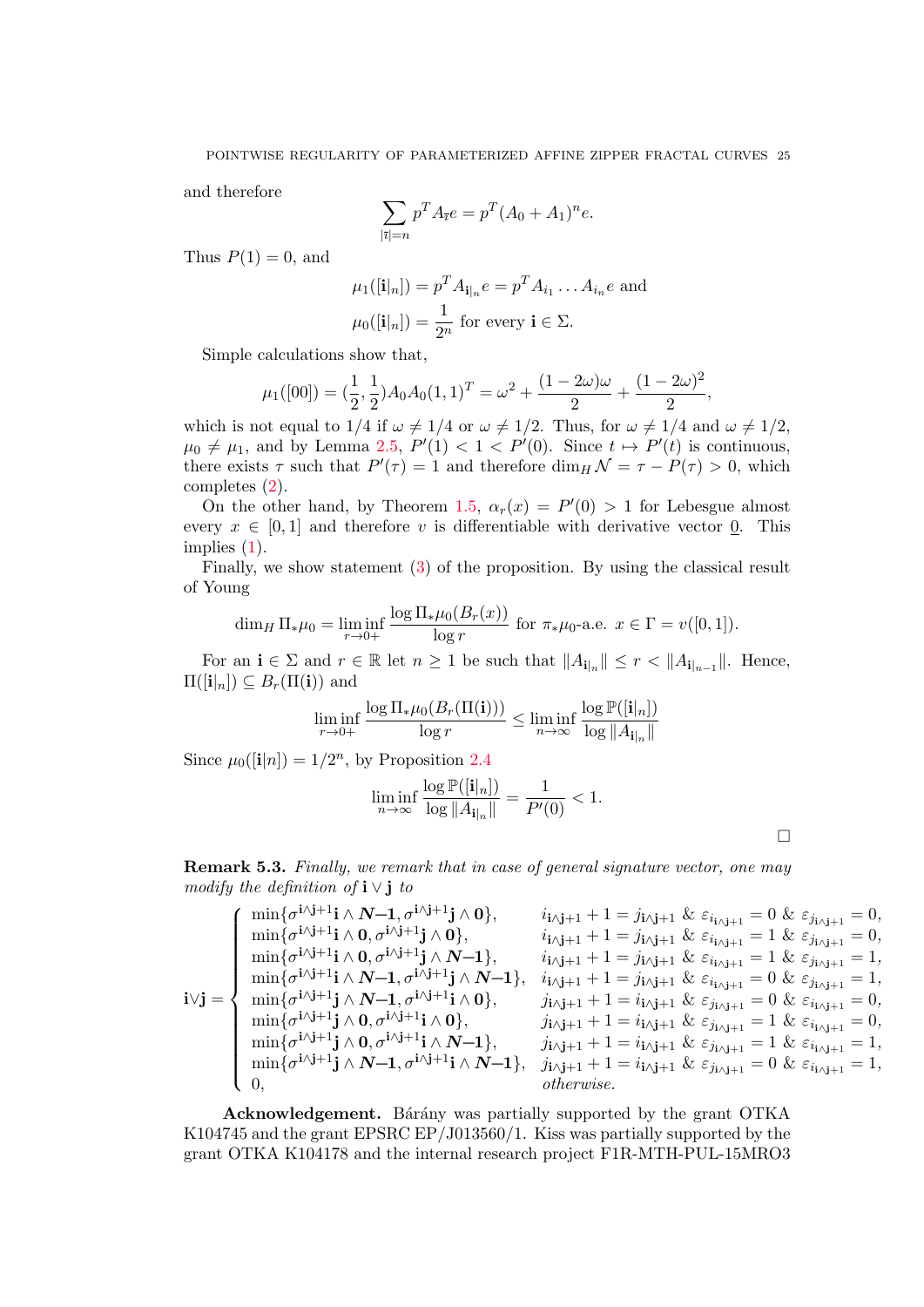and therefore

$$\sum_{|\bar{\imath}|=n} p^T A_{\bar{\imath}} e = p^T (A_0 + A_1)^n e.$$

Thus $P(1) = 0$, and

$$\mu_1([\mathbf{i}|_n]) = p^T A_{\mathbf{i}|_n} e = p^T A_{i_1} \dots A_{i_n} e \text{ and}$$
$$\mu_0([\mathbf{i}|_n]) = \frac{1}{2^n} \text{ for every } \mathbf{i} \in \Sigma.$$

Simple calculations show that,

$$\mu_1([00]) = (\frac{1}{2}, \frac{1}{2}) A_0 A_0 (1,1)^T = \omega^2 + \frac{(1-2\omega)\omega}{2} + \frac{(1-2\omega)^2}{2},$$

which is not equal to $1/4$ if $\omega \neq 1/4$ or $\omega \neq 1/2$. Thus, for $\omega \neq 1/4$ and $\omega \neq 1/2$, $\mu_0 \neq \mu_1$, and by Lemma 2.5, $P'(1) < 1 < P'(0)$. Since $t \mapsto P'(t)$ is continuous, there exists $\tau$ such that $P'(\tau) = 1$ and therefore $\dim_H \mathcal{N} = \tau - P(\tau) > 0$, which completes (2).

On the other hand, by Theorem 1.5, $\alpha_r(x) = P'(0) > 1$ for Lebesgue almost every $x \in [0,1]$ and therefore $v$ is differentiable with derivative vector $\underline{0}$. This implies (1).

Finally, we show statement (3) of the proposition. By using the classical result of Young

$$\dim_H \Pi_* \mu_0 = \liminf_{r \to 0+} \frac{\log \Pi_* \mu_0 (B_r(x))}{\log r} \text{ for } \pi_* \mu_0\text{-a.e. } x \in \Gamma = v([0,1]).$$

For an $\mathbf{i} \in \Sigma$ and $r \in \mathbb{R}$ let $n \geq 1$ be such that $\|A_{\mathbf{i}|_n}\| \leq r < \|A_{\mathbf{i}|_{n-1}}\|$. Hence, $\Pi([\mathbf{i}|_n]) \subseteq B_r(\Pi(\mathbf{i}))$ and

$$\liminf_{r \to 0+} \frac{\log \Pi_* \mu_0 (B_r(\Pi(\mathbf{i})))}{\log r} \leq \liminf_{n \to \infty} \frac{\log \mathbb{P}([\mathbf{i}|_n])}{\log \|A_{\mathbf{i}|_n}\|}$$

Since $\mu_0([\mathbf{i}|n]) = 1/2^n$, by Proposition 2.4

$$\liminf_{n \to \infty} \frac{\log \mathbb{P}([\mathbf{i}|_n])}{\log \|A_{\mathbf{i}|_n}\|} = \frac{1}{P'(0)} < 1.$$

$\square$

**Remark 5.3.** *Finally, we remark that in case of general signature vector, one may modify the definition of* $\mathbf{i} \vee \mathbf{j}$ *to*

$$\mathbf{i} \vee \mathbf{j} = \begin{cases} \min\{\sigma^{\mathbf{i} \wedge \mathbf{j}+1}\mathbf{i} \wedge \boldsymbol{N\!-\!1}, \sigma^{\mathbf{i} \wedge \mathbf{j}+1}\mathbf{j} \wedge \mathbf{0}\}, & i_{\mathbf{i} \wedge \mathbf{j}+1} + 1 = j_{\mathbf{i} \wedge \mathbf{j}+1} \;\&\; \varepsilon_{i_{\mathbf{i} \wedge \mathbf{j}+1}} = 0 \;\&\; \varepsilon_{j_{\mathbf{i} \wedge \mathbf{j}+1}} = 0, \\ \min\{\sigma^{\mathbf{i} \wedge \mathbf{j}+1}\mathbf{i} \wedge \mathbf{0}, \sigma^{\mathbf{i} \wedge \mathbf{j}+1}\mathbf{j} \wedge \mathbf{0}\}, & i_{\mathbf{i} \wedge \mathbf{j}+1} + 1 = j_{\mathbf{i} \wedge \mathbf{j}+1} \;\&\; \varepsilon_{i_{\mathbf{i} \wedge \mathbf{j}+1}} = 1 \;\&\; \varepsilon_{j_{\mathbf{i} \wedge \mathbf{j}+1}} = 0, \\ \min\{\sigma^{\mathbf{i} \wedge \mathbf{j}+1}\mathbf{i} \wedge \mathbf{0}, \sigma^{\mathbf{i} \wedge \mathbf{j}+1}\mathbf{j} \wedge \boldsymbol{N\!-\!1}\}, & i_{\mathbf{i} \wedge \mathbf{j}+1} + 1 = j_{\mathbf{i} \wedge \mathbf{j}+1} \;\&\; \varepsilon_{i_{\mathbf{i} \wedge \mathbf{j}+1}} = 1 \;\&\; \varepsilon_{j_{\mathbf{i} \wedge \mathbf{j}+1}} = 1, \\ \min\{\sigma^{\mathbf{i} \wedge \mathbf{j}+1}\mathbf{i} \wedge \boldsymbol{N\!-\!1}, \sigma^{\mathbf{i} \wedge \mathbf{j}+1}\mathbf{j} \wedge \boldsymbol{N\!-\!1}\}, & i_{\mathbf{i} \wedge \mathbf{j}+1} + 1 = j_{\mathbf{i} \wedge \mathbf{j}+1} \;\&\; \varepsilon_{i_{\mathbf{i} \wedge \mathbf{j}+1}} = 0 \;\&\; \varepsilon_{j_{\mathbf{i} \wedge \mathbf{j}+1}} = 1, \\ \min\{\sigma^{\mathbf{i} \wedge \mathbf{j}+1}\mathbf{j} \wedge \boldsymbol{N\!-\!1}, \sigma^{\mathbf{i} \wedge \mathbf{j}+1}\mathbf{i} \wedge \mathbf{0}\}, & j_{\mathbf{i} \wedge \mathbf{j}+1} + 1 = i_{\mathbf{i} \wedge \mathbf{j}+1} \;\&\; \varepsilon_{j_{\mathbf{i} \wedge \mathbf{j}+1}} = 0 \;\&\; \varepsilon_{i_{\mathbf{i} \wedge \mathbf{j}+1}} = 0, \\ \min\{\sigma^{\mathbf{i} \wedge \mathbf{j}+1}\mathbf{j} \wedge \mathbf{0}, \sigma^{\mathbf{i} \wedge \mathbf{j}+1}\mathbf{i} \wedge \mathbf{0}\}, & j_{\mathbf{i} \wedge \mathbf{j}+1} + 1 = i_{\mathbf{i} \wedge \mathbf{j}+1} \;\&\; \varepsilon_{j_{\mathbf{i} \wedge \mathbf{j}+1}} = 1 \;\&\; \varepsilon_{i_{\mathbf{i} \wedge \mathbf{j}+1}} = 0, \\ \min\{\sigma^{\mathbf{i} \wedge \mathbf{j}+1}\mathbf{j} \wedge \mathbf{0}, \sigma^{\mathbf{i} \wedge \mathbf{j}+1}\mathbf{i} \wedge \boldsymbol{N\!-\!1}\}, & j_{\mathbf{i} \wedge \mathbf{j}+1} + 1 = i_{\mathbf{i} \wedge \mathbf{j}+1} \;\&\; \varepsilon_{j_{\mathbf{i} \wedge \mathbf{j}+1}} = 1 \;\&\; \varepsilon_{i_{\mathbf{i} \wedge \mathbf{j}+1}} = 1, \\ \min\{\sigma^{\mathbf{i} \wedge \mathbf{j}+1}\mathbf{j} \wedge \boldsymbol{N\!-\!1}, \sigma^{\mathbf{i} \wedge \mathbf{j}+1}\mathbf{i} \wedge \boldsymbol{N\!-\!1}\}, & j_{\mathbf{i} \wedge \mathbf{j}+1} + 1 = i_{\mathbf{i} \wedge \mathbf{j}+1} \;\&\; \varepsilon_{j_{\mathbf{i} \wedge \mathbf{j}+1}} = 0 \;\&\; \varepsilon_{i_{\mathbf{i} \wedge \mathbf{j}+1}} = 1, \\ 0, & \textit{otherwise.} \end{cases}$$

**Acknowledgement.** Bárány was partially supported by the grant OTKA K104745 and the grant EPSRC EP/J013560/1. Kiss was partially supported by the grant OTKA K104178 and the internal research project F1R-MTH-PUL-15MRO3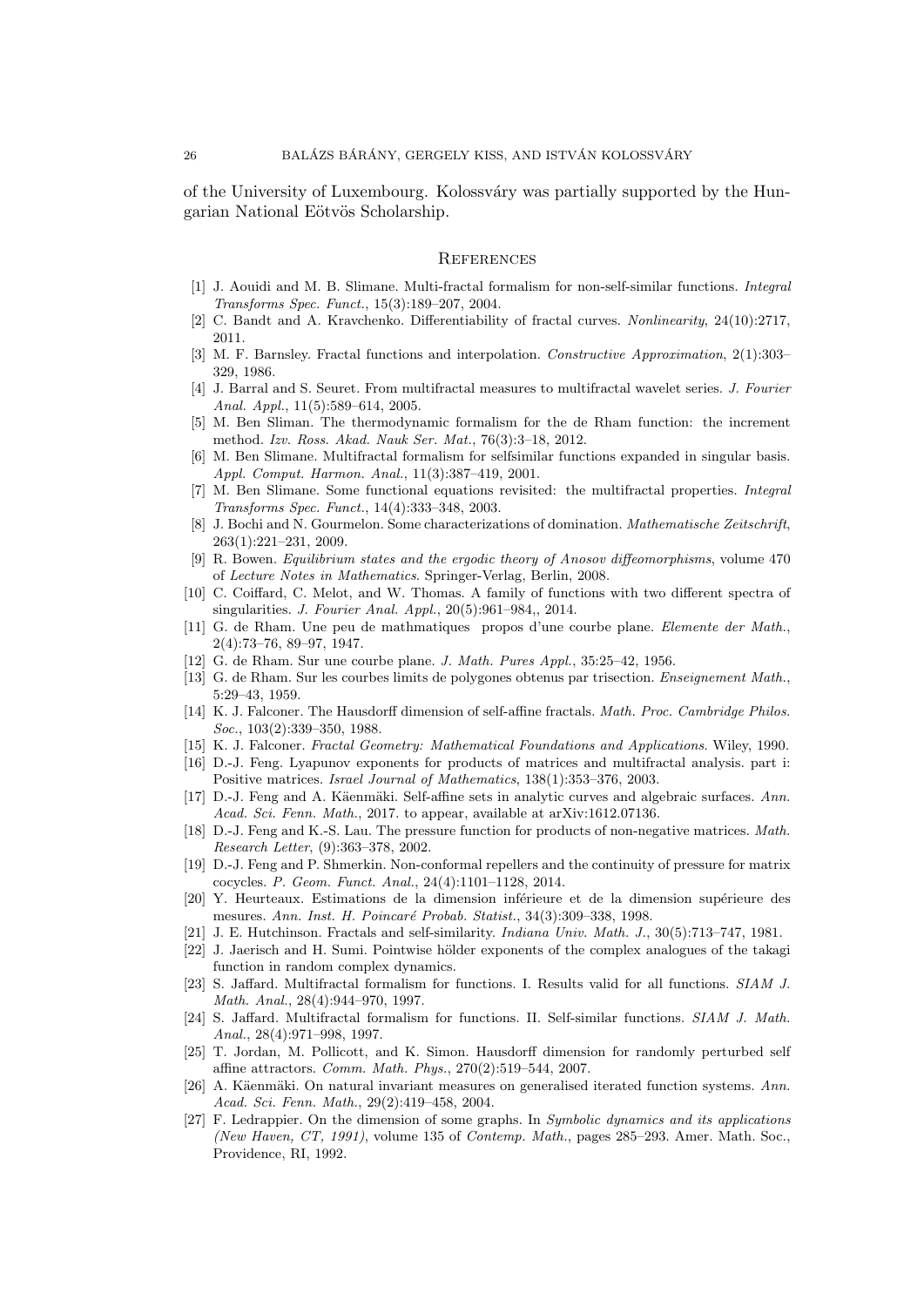of the University of Luxembourg. Kolossváry was partially supported by the Hungarian National Eötvös Scholarship.

## References

[1] J. Aouidi and M. B. Slimane. Multi-fractal formalism for non-self-similar functions. *Integral Transforms Spec. Funct.*, 15(3):189–207, 2004.

[2] C. Bandt and A. Kravchenko. Differentiability of fractal curves. *Nonlinearity*, 24(10):2717, 2011.

[3] M. F. Barnsley. Fractal functions and interpolation. *Constructive Approximation*, 2(1):303–329, 1986.

[4] J. Barral and S. Seuret. From multifractal measures to multifractal wavelet series. *J. Fourier Anal. Appl.*, 11(5):589–614, 2005.

[5] M. Ben Sliman. The thermodynamic formalism for the de Rham function: the increment method. *Izv. Ross. Akad. Nauk Ser. Mat.*, 76(3):3–18, 2012.

[6] M. Ben Slimane. Multifractal formalism for selfsimilar functions expanded in singular basis. *Appl. Comput. Harmon. Anal.*, 11(3):387–419, 2001.

[7] M. Ben Slimane. Some functional equations revisited: the multifractal properties. *Integral Transforms Spec. Funct.*, 14(4):333–348, 2003.

[8] J. Bochi and N. Gourmelon. Some characterizations of domination. *Mathematische Zeitschrift*, 263(1):221–231, 2009.

[9] R. Bowen. *Equilibrium states and the ergodic theory of Anosov diffeomorphisms*, volume 470 of *Lecture Notes in Mathematics*. Springer-Verlag, Berlin, 2008.

[10] C. Coiffard, C. Melot, and W. Thomas. A family of functions with two different spectra of singularities. *J. Fourier Anal. Appl.*, 20(5):961–984,, 2014.

[11] G. de Rham. Une peu de mathmatiques propos d'une courbe plane. *Elemente der Math.*, 2(4):73–76, 89–97, 1947.

[12] G. de Rham. Sur une courbe plane. *J. Math. Pures Appl.*, 35:25–42, 1956.

[13] G. de Rham. Sur les courbes limits de polygones obtenus par trisection. *Enseignement Math.*, 5:29–43, 1959.

[14] K. J. Falconer. The Hausdorff dimension of self-affine fractals. *Math. Proc. Cambridge Philos. Soc.*, 103(2):339–350, 1988.

[15] K. J. Falconer. *Fractal Geometry: Mathematical Foundations and Applications*. Wiley, 1990.

[16] D.-J. Feng. Lyapunov exponents for products of matrices and multifractal analysis. part i: Positive matrices. *Israel Journal of Mathematics*, 138(1):353–376, 2003.

[17] D.-J. Feng and A. Käenmäki. Self-affine sets in analytic curves and algebraic surfaces. *Ann. Acad. Sci. Fenn. Math.*, 2017. to appear, available at arXiv:1612.07136.

[18] D.-J. Feng and K.-S. Lau. The pressure function for products of non-negative matrices. *Math. Research Letter*, (9):363–378, 2002.

[19] D.-J. Feng and P. Shmerkin. Non-conformal repellers and the continuity of pressure for matrix cocycles. *P. Geom. Funct. Anal.*, 24(4):1101–1128, 2014.

[20] Y. Heurteaux. Estimations de la dimension inférieure et de la dimension supérieure des mesures. *Ann. Inst. H. Poincaré Probab. Statist.*, 34(3):309–338, 1998.

[21] J. E. Hutchinson. Fractals and self-similarity. *Indiana Univ. Math. J.*, 30(5):713–747, 1981.

[22] J. Jaerisch and H. Sumi. Pointwise hölder exponents of the complex analogues of the takagi function in random complex dynamics.

[23] S. Jaffard. Multifractal formalism for functions. I. Results valid for all functions. *SIAM J. Math. Anal.*, 28(4):944–970, 1997.

[24] S. Jaffard. Multifractal formalism for functions. II. Self-similar functions. *SIAM J. Math. Anal.*, 28(4):971–998, 1997.

[25] T. Jordan, M. Pollicott, and K. Simon. Hausdorff dimension for randomly perturbed self affine attractors. *Comm. Math. Phys.*, 270(2):519–544, 2007.

[26] A. Käenmäki. On natural invariant measures on generalised iterated function systems. *Ann. Acad. Sci. Fenn. Math.*, 29(2):419–458, 2004.

[27] F. Ledrappier. On the dimension of some graphs. In *Symbolic dynamics and its applications (New Haven, CT, 1991)*, volume 135 of *Contemp. Math.*, pages 285–293. Amer. Math. Soc., Providence, RI, 1992.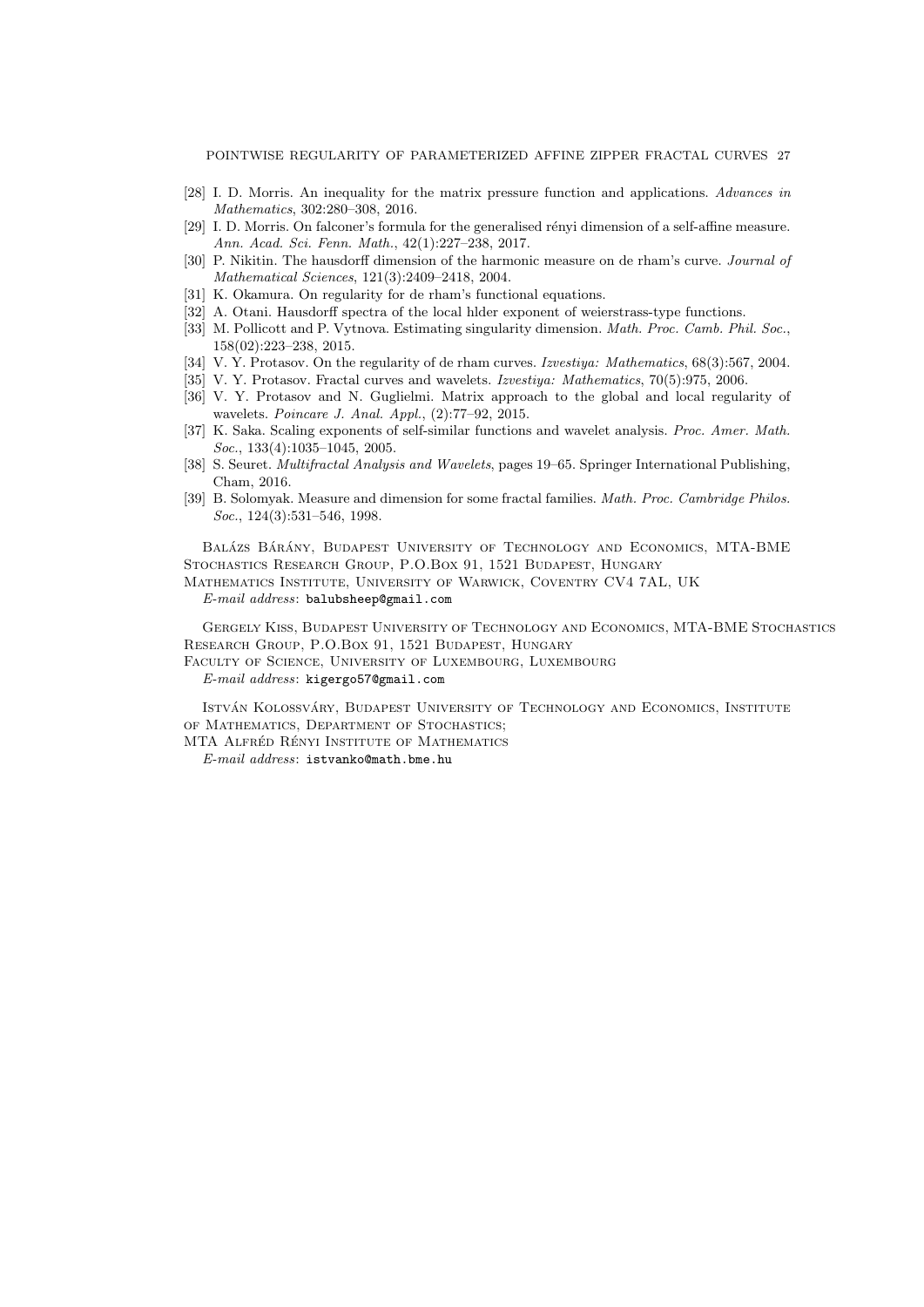[28] I. D. Morris. An inequality for the matrix pressure function and applications. *Advances in Mathematics*, 302:280–308, 2016.

[29] I. D. Morris. On falconer's formula for the generalised rényi dimension of a self-affine measure. *Ann. Acad. Sci. Fenn. Math.*, 42(1):227–238, 2017.

[30] P. Nikitin. The hausdorff dimension of the harmonic measure on de rham's curve. *Journal of Mathematical Sciences*, 121(3):2409–2418, 2004.

[31] K. Okamura. On regularity for de rham's functional equations.

[32] A. Otani. Hausdorff spectra of the local hlder exponent of weierstrass-type functions.

[33] M. Pollicott and P. Vytnova. Estimating singularity dimension. *Math. Proc. Camb. Phil. Soc.*, 158(02):223–238, 2015.

[34] V. Y. Protasov. On the regularity of de rham curves. *Izvestiya: Mathematics*, 68(3):567, 2004.

[35] V. Y. Protasov. Fractal curves and wavelets. *Izvestiya: Mathematics*, 70(5):975, 2006.

[36] V. Y. Protasov and N. Guglielmi. Matrix approach to the global and local regularity of wavelets. *Poincare J. Anal. Appl.*, (2):77–92, 2015.

[37] K. Saka. Scaling exponents of self-similar functions and wavelet analysis. *Proc. Amer. Math. Soc.*, 133(4):1035–1045, 2005.

[38] S. Seuret. *Multifractal Analysis and Wavelets*, pages 19–65. Springer International Publishing, Cham, 2016.

[39] B. Solomyak. Measure and dimension for some fractal families. *Math. Proc. Cambridge Philos. Soc.*, 124(3):531–546, 1998.

Balázs Bárány, Budapest University of Technology and Economics, MTA-BME Stochastics Research Group, P.O.Box 91, 1521 Budapest, Hungary
Mathematics Institute, University of Warwick, Coventry CV4 7AL, UK
*E-mail address*: balubsheep@gmail.com

Gergely Kiss, Budapest University of Technology and Economics, MTA-BME Stochastics Research Group, P.O.Box 91, 1521 Budapest, Hungary
Faculty of Science, University of Luxembourg, Luxembourg
*E-mail address*: kigergo57@gmail.com

István Kolossváry, Budapest University of Technology and Economics, Institute of Mathematics, Department of Stochastics;
MTA Alfréd Rényi Institute of Mathematics
*E-mail address*: istvanko@math.bme.hu